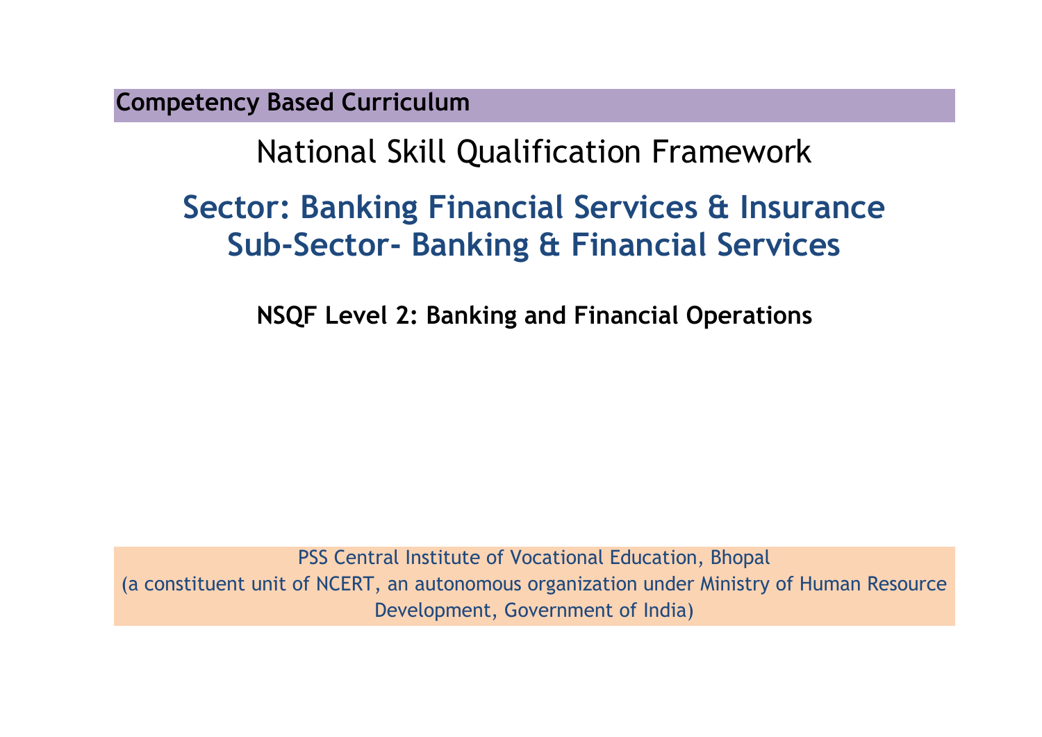**Competency Based Curriculum**

# National Skill Qualification Framework

## Sector: Banking Financial Services & Insurance
## Sub-Sector- Banking & Financial Services

### NSQF Level 2: Banking and Financial Operations

PSS Central Institute of Vocational Education, Bhopal
(a constituent unit of NCERT, an autonomous organization under Ministry of Human Resource Development, Government of India)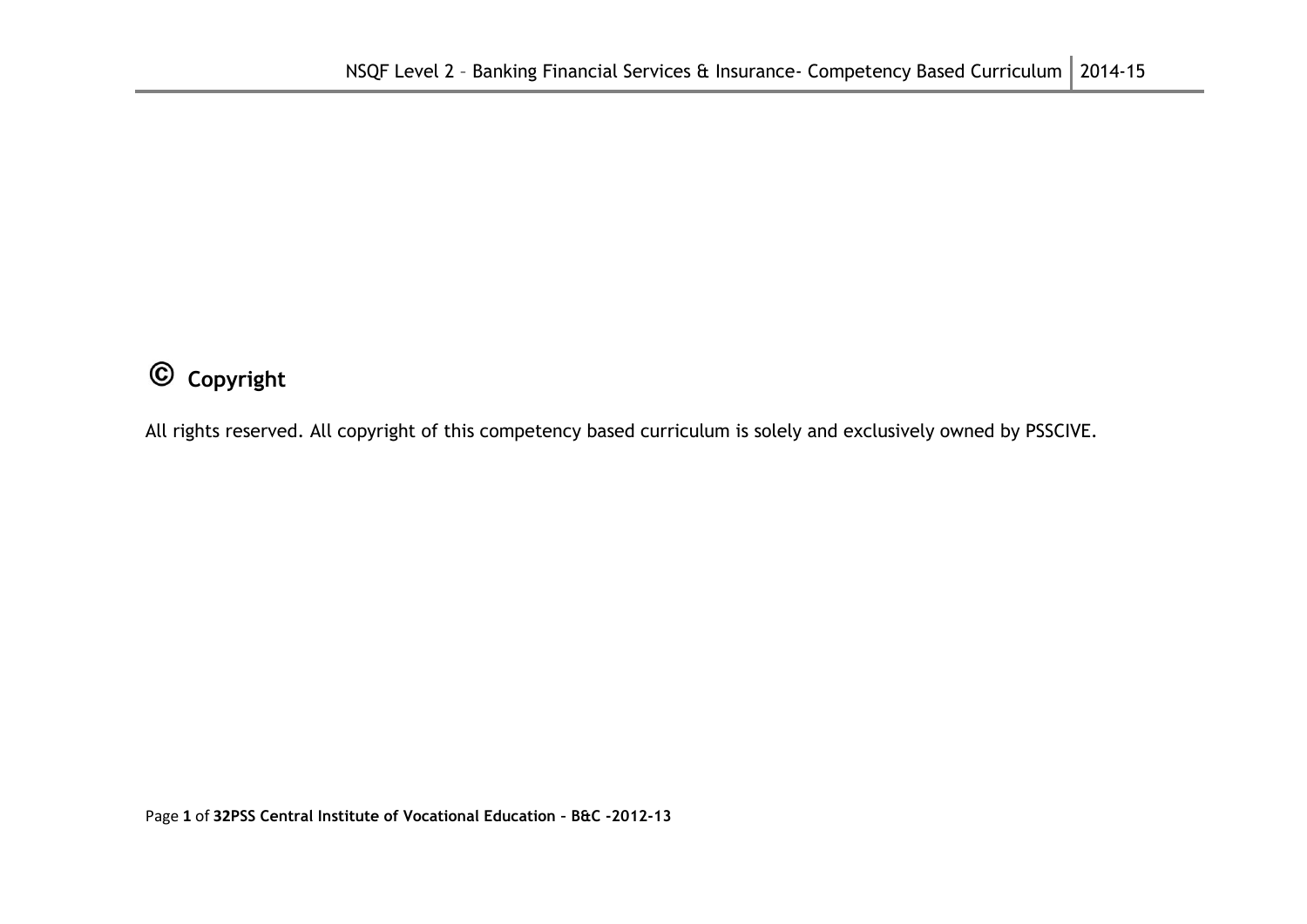# © Copyright

All rights reserved. All copyright of this competency based curriculum is solely and exclusively owned by PSSCIVE.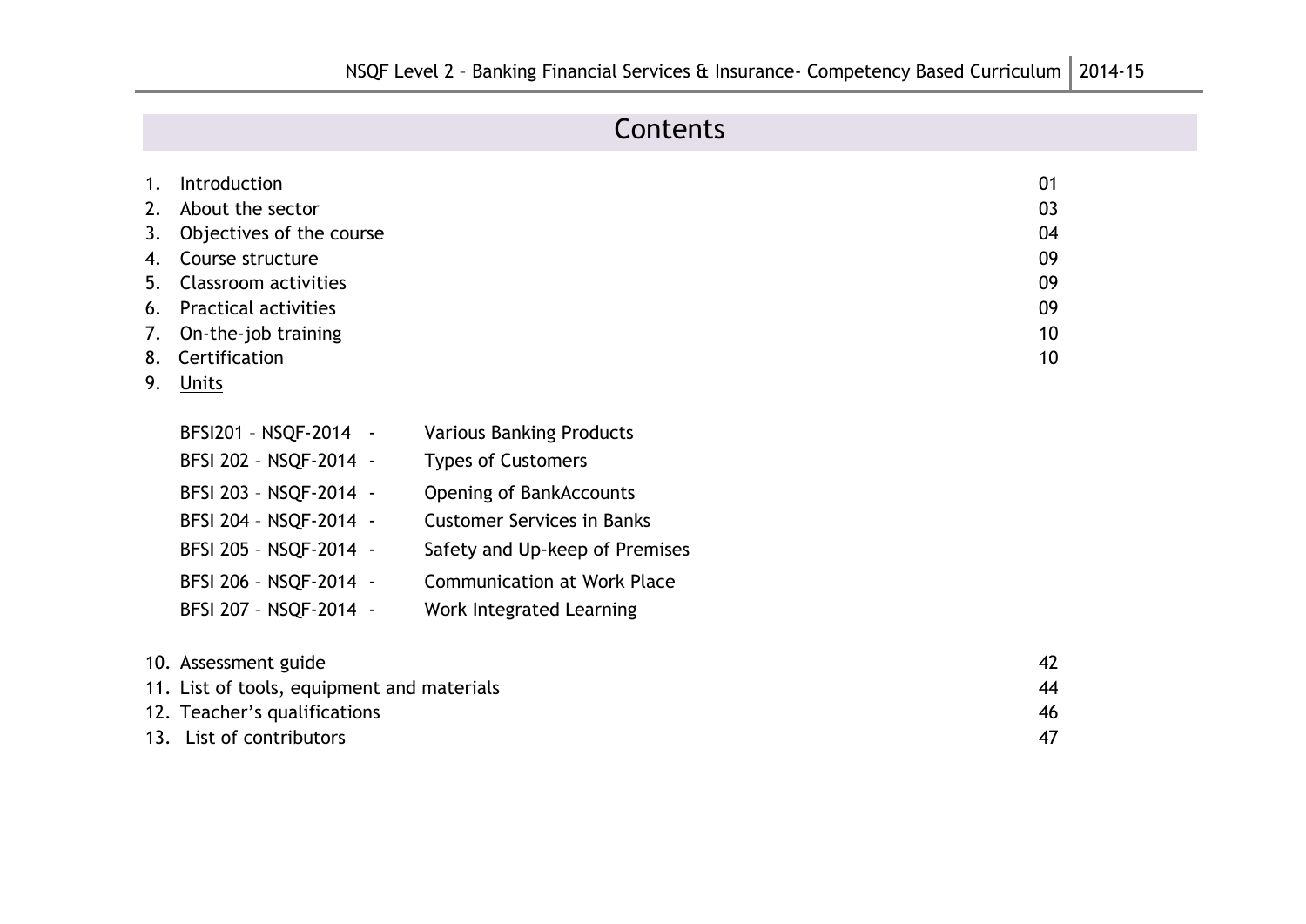# Contents

| | | |
|---|---|---|
| 1. | Introduction | 01 |
| 2. | About the sector | 03 |
| 3. | Objectives of the course | 04 |
| 4. | Course structure | 09 |
| 5. | Classroom activities | 09 |
| 6. | Practical activities | 09 |
| 7. | On-the-job training | 10 |
| 8. | Certification | 10 |
| 9. | Units | |

| | |
|---|---|
| BFSI201 – NSQF-2014 - | Various Banking Products |
| BFSI 202 – NSQF-2014 - | Types of Customers |
| BFSI 203 – NSQF-2014 - | Opening of BankAccounts |
| BFSI 204 – NSQF-2014 - | Customer Services in Banks |
| BFSI 205 – NSQF-2014 - | Safety and Up-keep of Premises |
| BFSI 206 – NSQF-2014 - | Communication at Work Place |
| BFSI 207 – NSQF-2014 - | Work Integrated Learning |

| | | |
|---|---|---|
| 10. | Assessment guide | 42 |
| 11. | List of tools, equipment and materials | 44 |
| 12. | Teacher's qualifications | 46 |
| 13. | List of contributors | 47 |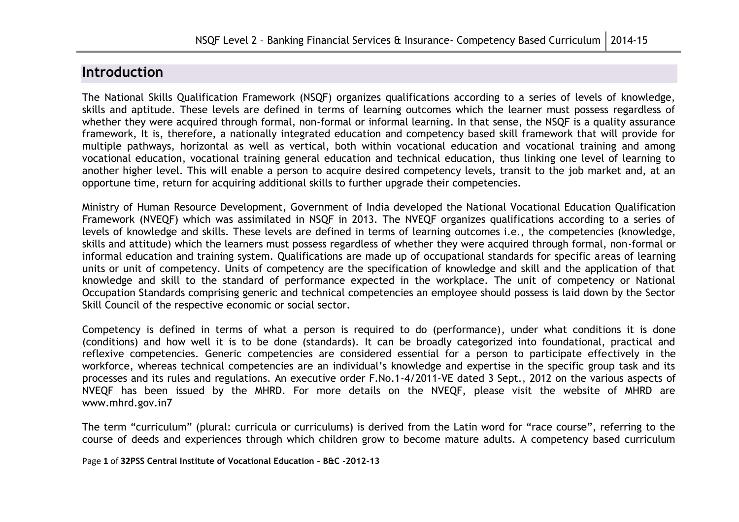## Introduction

The National Skills Qualification Framework (NSQF) organizes qualifications according to a series of levels of knowledge, skills and aptitude. These levels are defined in terms of learning outcomes which the learner must possess regardless of whether they were acquired through formal, non-formal or informal learning. In that sense, the NSQF is a quality assurance framework, It is, therefore, a nationally integrated education and competency based skill framework that will provide for multiple pathways, horizontal as well as vertical, both within vocational education and vocational training and among vocational education, vocational training general education and technical education, thus linking one level of learning to another higher level. This will enable a person to acquire desired competency levels, transit to the job market and, at an opportune time, return for acquiring additional skills to further upgrade their competencies.

Ministry of Human Resource Development, Government of India developed the National Vocational Education Qualification Framework (NVEQF) which was assimilated in NSQF in 2013. The NVEQF organizes qualifications according to a series of levels of knowledge and skills. These levels are defined in terms of learning outcomes i.e., the competencies (knowledge, skills and attitude) which the learners must possess regardless of whether they were acquired through formal, non-formal or informal education and training system. Qualifications are made up of occupational standards for specific areas of learning units or unit of competency. Units of competency are the specification of knowledge and skill and the application of that knowledge and skill to the standard of performance expected in the workplace. The unit of competency or National Occupation Standards comprising generic and technical competencies an employee should possess is laid down by the Sector Skill Council of the respective economic or social sector.

Competency is defined in terms of what a person is required to do (performance), under what conditions it is done (conditions) and how well it is to be done (standards). It can be broadly categorized into foundational, practical and reflexive competencies. Generic competencies are considered essential for a person to participate effectively in the workforce, whereas technical competencies are an individual's knowledge and expertise in the specific group task and its processes and its rules and regulations. An executive order F.No.1-4/2011-VE dated 3 Sept., 2012 on the various aspects of NVEQF has been issued by the MHRD. For more details on the NVEQF, please visit the website of MHRD are www.mhrd.gov.in7

The term "curriculum" (plural: curricula or curriculums) is derived from the Latin word for "race course", referring to the course of deeds and experiences through which children grow to become mature adults. A competency based curriculum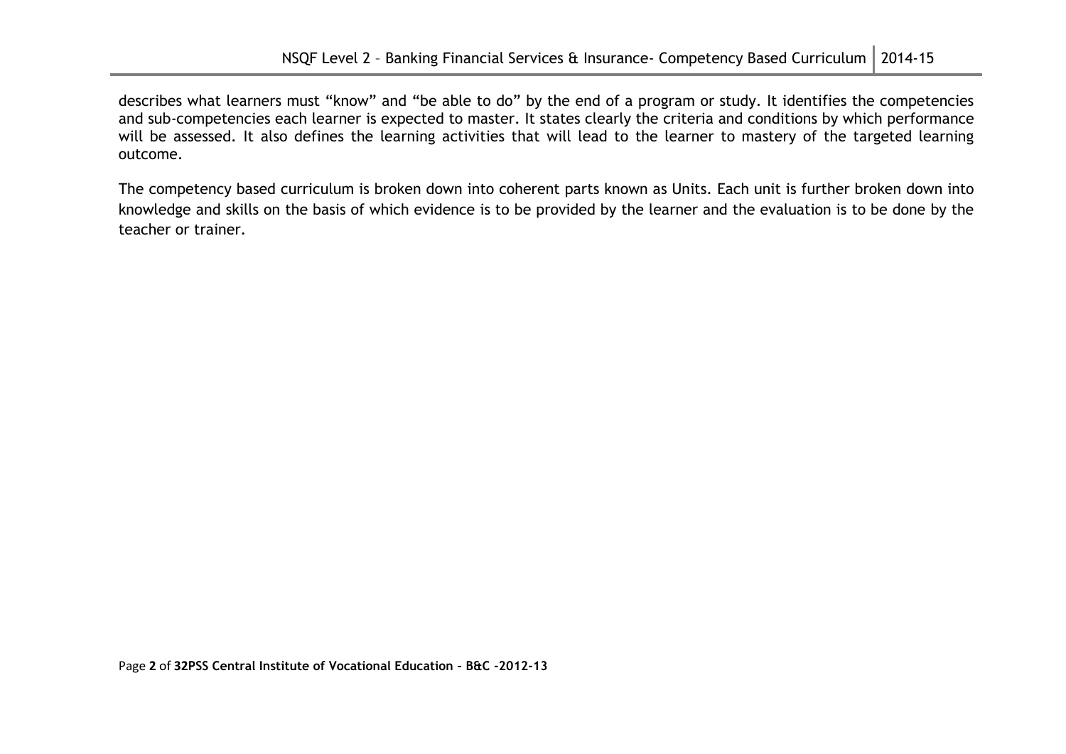describes what learners must "know" and "be able to do" by the end of a program or study. It identifies the competencies and sub-competencies each learner is expected to master. It states clearly the criteria and conditions by which performance will be assessed. It also defines the learning activities that will lead to the learner to mastery of the targeted learning outcome.

The competency based curriculum is broken down into coherent parts known as Units. Each unit is further broken down into knowledge and skills on the basis of which evidence is to be provided by the learner and the evaluation is to be done by the teacher or trainer.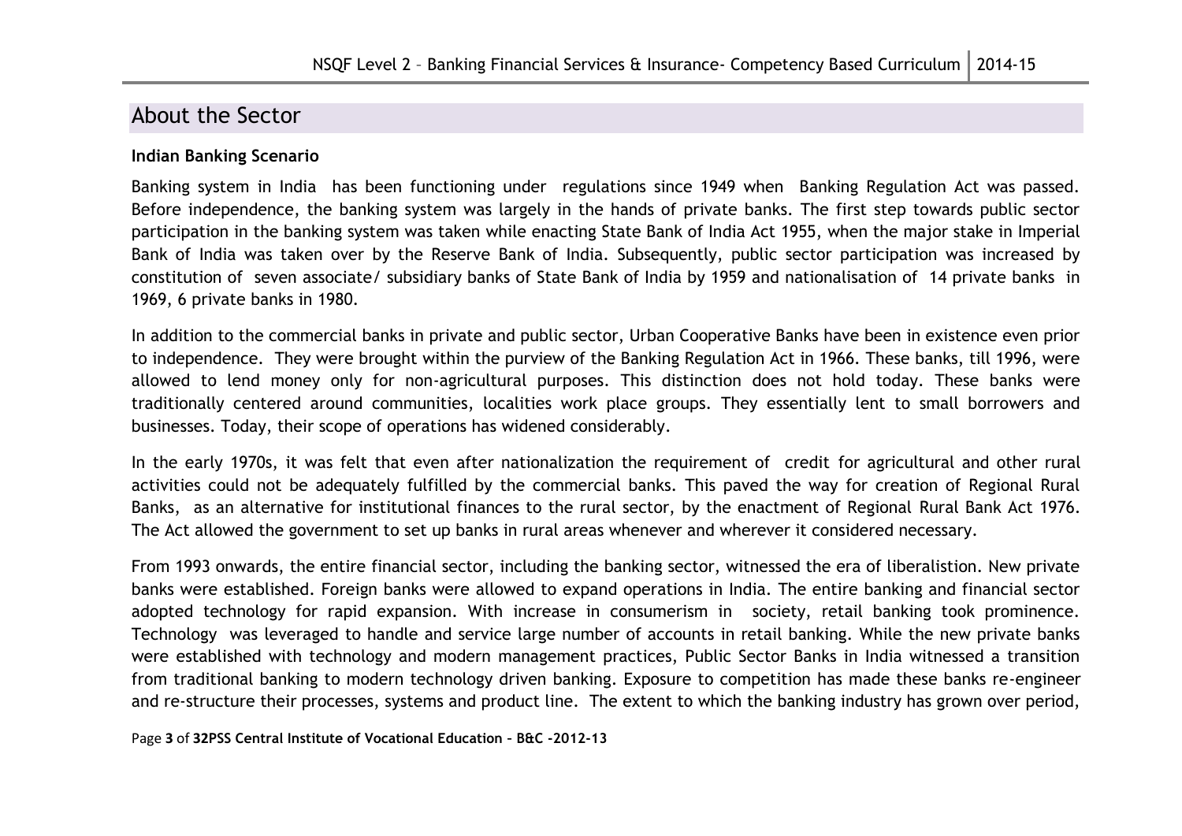## About the Sector

**Indian Banking Scenario**

Banking system in India has been functioning under regulations since 1949 when Banking Regulation Act was passed. Before independence, the banking system was largely in the hands of private banks. The first step towards public sector participation in the banking system was taken while enacting State Bank of India Act 1955, when the major stake in Imperial Bank of India was taken over by the Reserve Bank of India. Subsequently, public sector participation was increased by constitution of seven associate/ subsidiary banks of State Bank of India by 1959 and nationalisation of 14 private banks in 1969, 6 private banks in 1980.

In addition to the commercial banks in private and public sector, Urban Cooperative Banks have been in existence even prior to independence. They were brought within the purview of the Banking Regulation Act in 1966. These banks, till 1996, were allowed to lend money only for non-agricultural purposes. This distinction does not hold today. These banks were traditionally centered around communities, localities work place groups. They essentially lent to small borrowers and businesses. Today, their scope of operations has widened considerably.

In the early 1970s, it was felt that even after nationalization the requirement of credit for agricultural and other rural activities could not be adequately fulfilled by the commercial banks. This paved the way for creation of Regional Rural Banks, as an alternative for institutional finances to the rural sector, by the enactment of Regional Rural Bank Act 1976. The Act allowed the government to set up banks in rural areas whenever and wherever it considered necessary.

From 1993 onwards, the entire financial sector, including the banking sector, witnessed the era of liberalistion. New private banks were established. Foreign banks were allowed to expand operations in India. The entire banking and financial sector adopted technology for rapid expansion. With increase in consumerism in society, retail banking took prominence. Technology was leveraged to handle and service large number of accounts in retail banking. While the new private banks were established with technology and modern management practices, Public Sector Banks in India witnessed a transition from traditional banking to modern technology driven banking. Exposure to competition has made these banks re-engineer and re-structure their processes, systems and product line. The extent to which the banking industry has grown over period,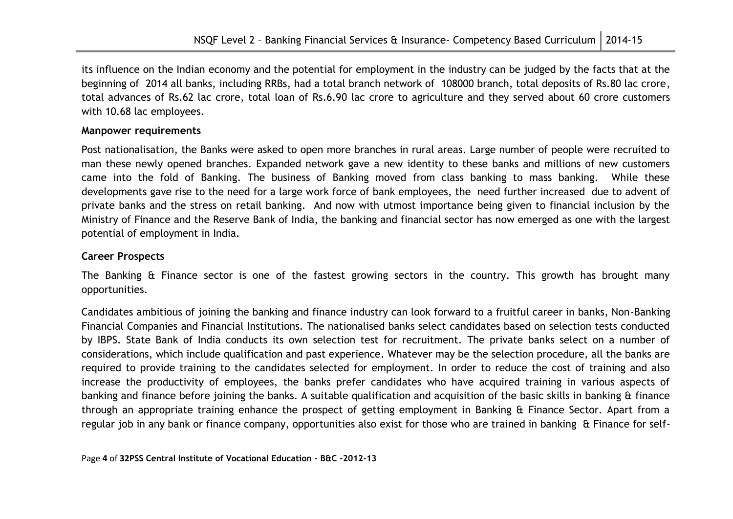its influence on the Indian economy and the potential for employment in the industry can be judged by the facts that at the beginning of 2014 all banks, including RRBs, had a total branch network of 108000 branch, total deposits of Rs.80 lac crore, total advances of Rs.62 lac crore, total loan of Rs.6.90 lac crore to agriculture and they served about 60 crore customers with 10.68 lac employees.

**Manpower requirements**

Post nationalisation, the Banks were asked to open more branches in rural areas. Large number of people were recruited to man these newly opened branches. Expanded network gave a new identity to these banks and millions of new customers came into the fold of Banking. The business of Banking moved from class banking to mass banking. While these developments gave rise to the need for a large work force of bank employees, the need further increased due to advent of private banks and the stress on retail banking. And now with utmost importance being given to financial inclusion by the Ministry of Finance and the Reserve Bank of India, the banking and financial sector has now emerged as one with the largest potential of employment in India.

**Career Prospects**

The Banking & Finance sector is one of the fastest growing sectors in the country. This growth has brought many opportunities.

Candidates ambitious of joining the banking and finance industry can look forward to a fruitful career in banks, Non-Banking Financial Companies and Financial Institutions. The nationalised banks select candidates based on selection tests conducted by IBPS. State Bank of India conducts its own selection test for recruitment. The private banks select on a number of considerations, which include qualification and past experience. Whatever may be the selection procedure, all the banks are required to provide training to the candidates selected for employment. In order to reduce the cost of training and also increase the productivity of employees, the banks prefer candidates who have acquired training in various aspects of banking and finance before joining the banks. A suitable qualification and acquisition of the basic skills in banking & finance through an appropriate training enhance the prospect of getting employment in Banking & Finance Sector. Apart from a regular job in any bank or finance company, opportunities also exist for those who are trained in banking & Finance for self-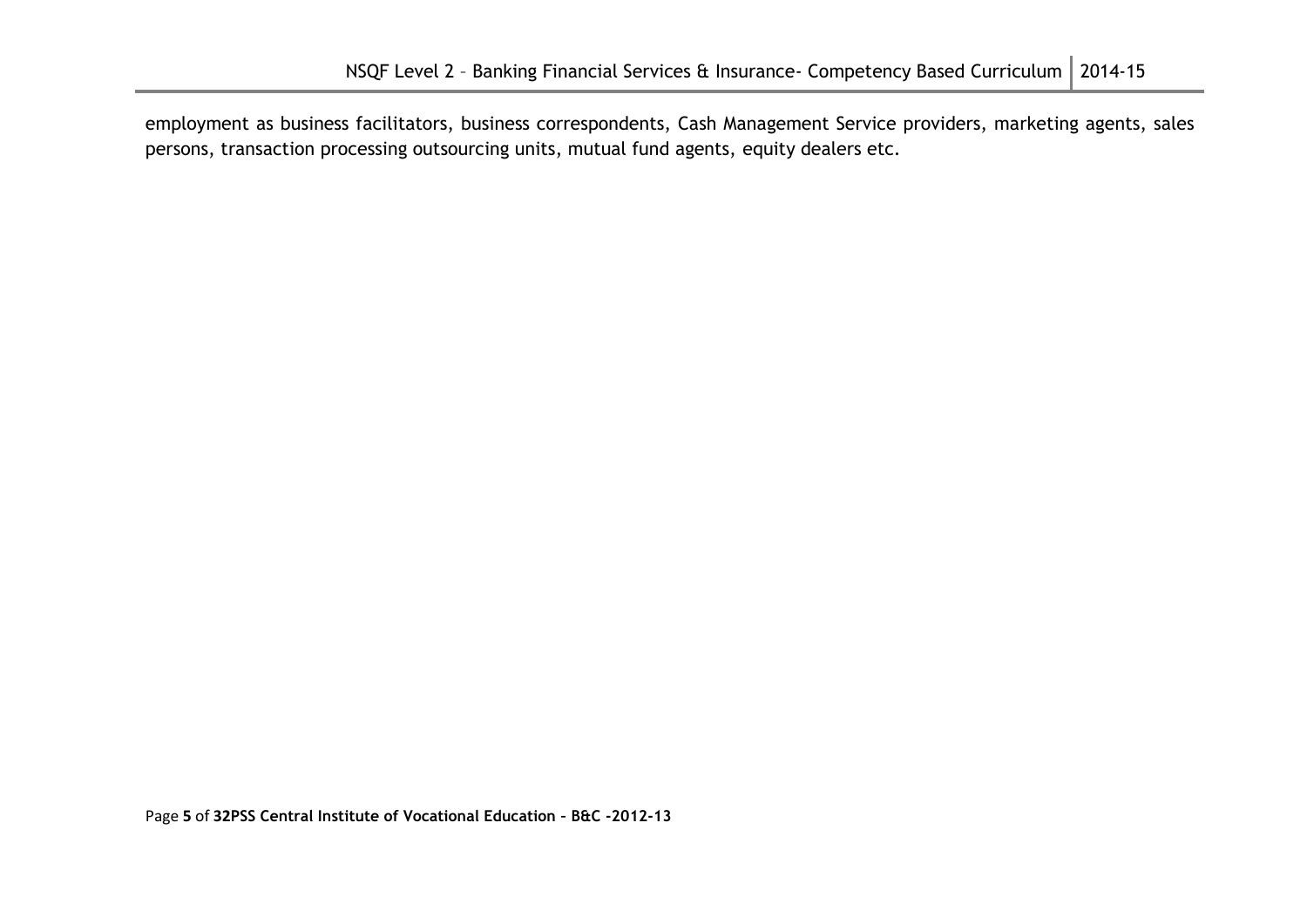employment as business facilitators, business correspondents, Cash Management Service providers, marketing agents, sales persons, transaction processing outsourcing units, mutual fund agents, equity dealers etc.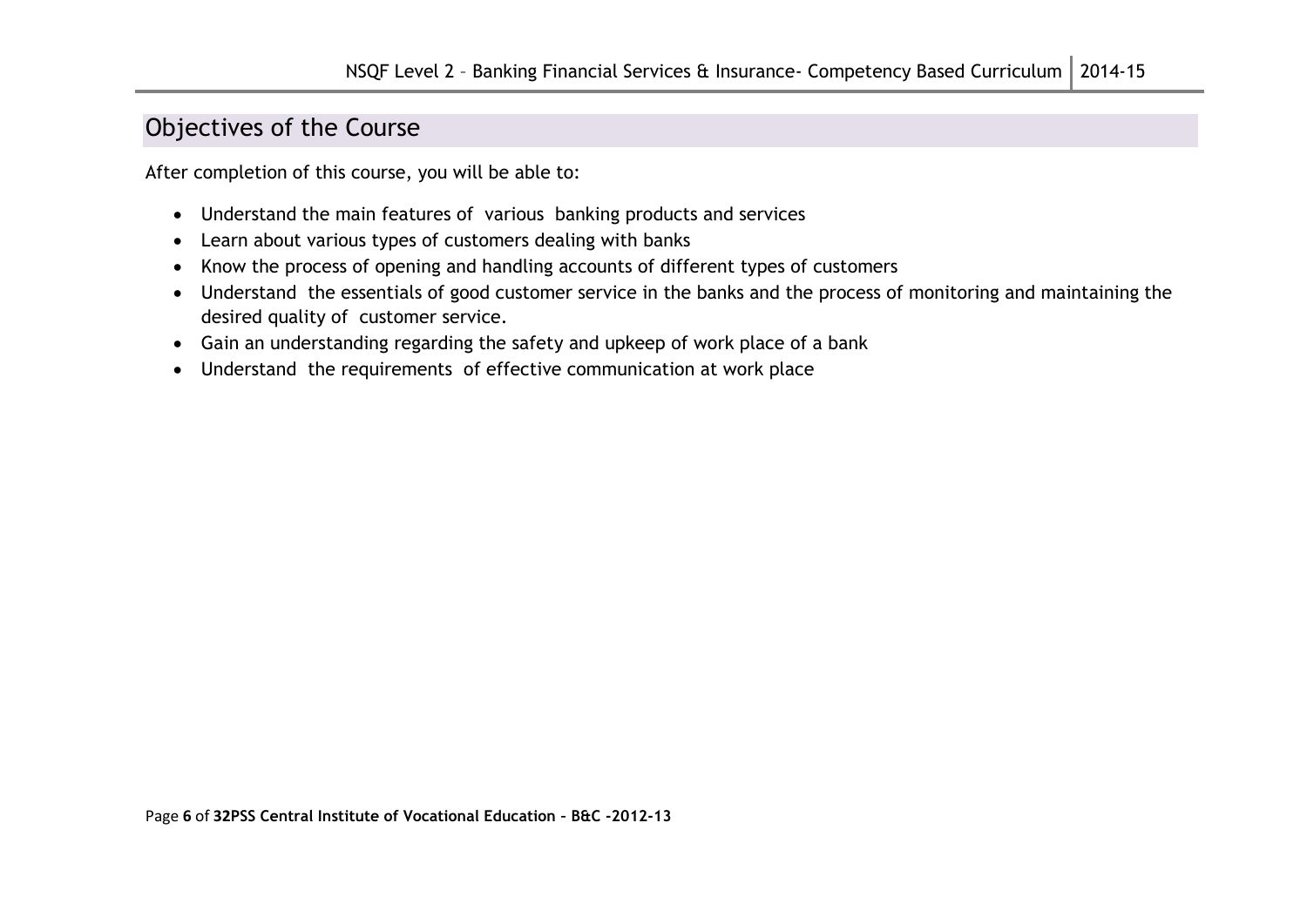## Objectives of the Course

After completion of this course, you will be able to:

- Understand the main features of various banking products and services
- Learn about various types of customers dealing with banks
- Know the process of opening and handling accounts of different types of customers
- Understand the essentials of good customer service in the banks and the process of monitoring and maintaining the desired quality of customer service.
- Gain an understanding regarding the safety and upkeep of work place of a bank
- Understand the requirements of effective communication at work place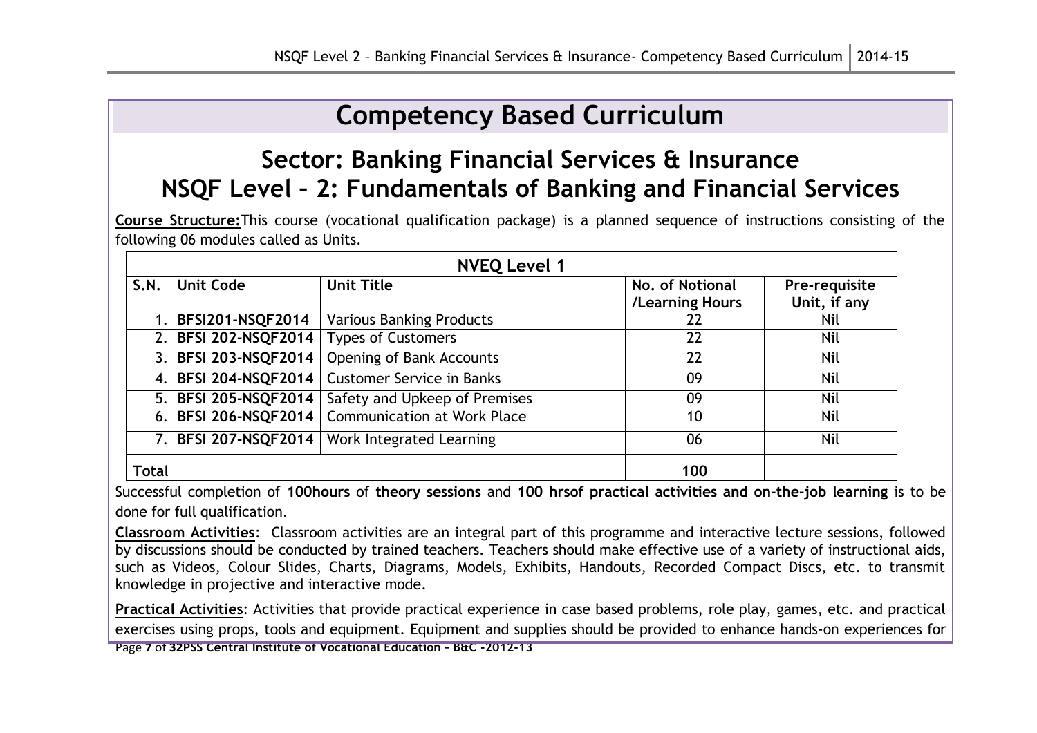# Competency Based Curriculum

## Sector: Banking Financial Services & Insurance
## NSQF Level – 2: Fundamentals of Banking and Financial Services

**Course Structure:**This course (vocational qualification package) is a planned sequence of instructions consisting of the following 06 modules called as Units.

| NVEQ Level 1 | | | | |
|---|---|---|---|---|
| **S.N.** | **Unit Code** | **Unit Title** | **No. of Notional /Learning Hours** | **Pre-requisite Unit, if any** |
| 1. | **BFSI201-NSQF2014** | Various Banking Products | 22 | Nil |
| 2. | **BFSI 202-NSQF2014** | Types of Customers | 22 | Nil |
| 3. | **BFSI 203-NSQF2014** | Opening of Bank Accounts | 22 | Nil |
| 4. | **BFSI 204-NSQF2014** | Customer Service in Banks | 09 | Nil |
| 5. | **BFSI 205-NSQF2014** | Safety and Upkeep of Premises | 09 | Nil |
| 6. | **BFSI 206-NSQF2014** | Communication at Work Place | 10 | Nil |
| 7. | **BFSI 207-NSQF2014** | Work Integrated Learning | 06 | Nil |
| **Total** | | | **100** | |

Successful completion of **100hours** of **theory sessions** and **100 hrsof practical activities and on-the-job learning** is to be done for full qualification.

**Classroom Activities**: Classroom activities are an integral part of this programme and interactive lecture sessions, followed by discussions should be conducted by trained teachers. Teachers should make effective use of a variety of instructional aids, such as Videos, Colour Slides, Charts, Diagrams, Models, Exhibits, Handouts, Recorded Compact Discs, etc. to transmit knowledge in projective and interactive mode.

**Practical Activities**: Activities that provide practical experience in case based problems, role play, games, etc. and practical exercises using props, tools and equipment. Equipment and supplies should be provided to enhance hands-on experiences for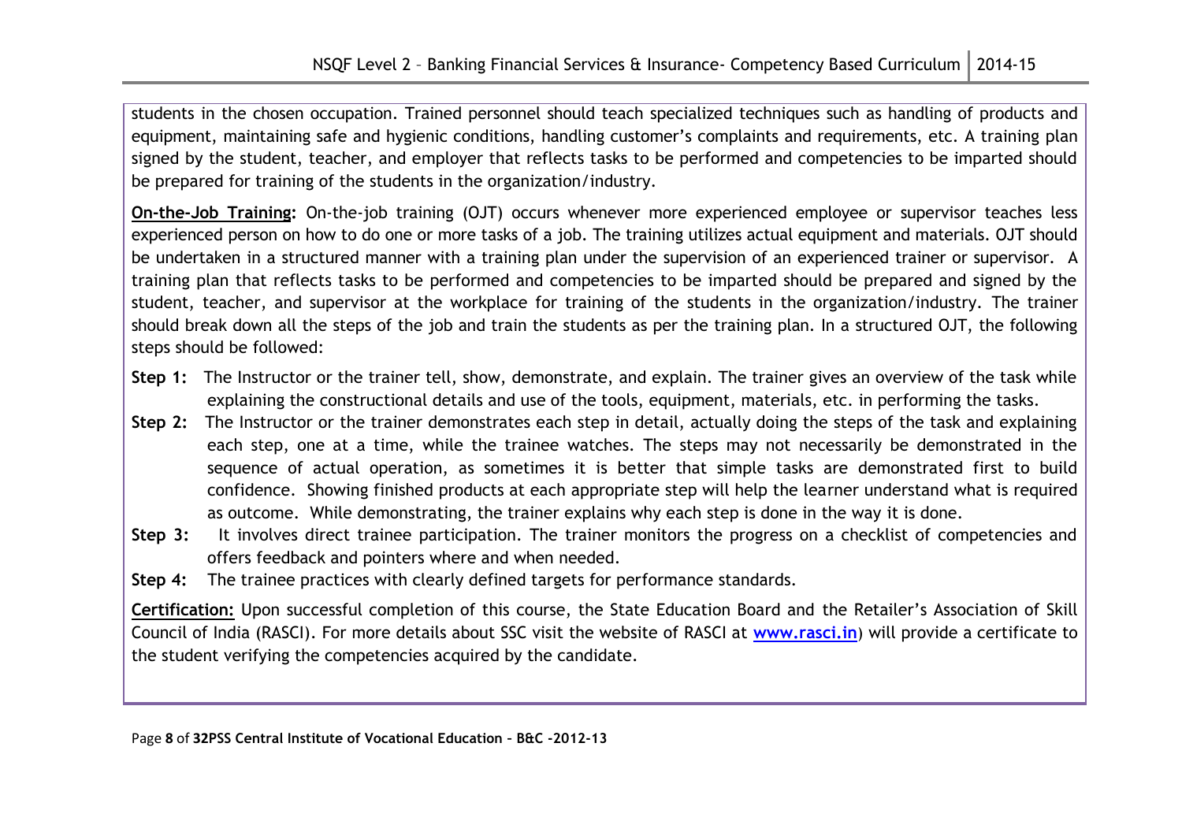students in the chosen occupation. Trained personnel should teach specialized techniques such as handling of products and equipment, maintaining safe and hygienic conditions, handling customer's complaints and requirements, etc. A training plan signed by the student, teacher, and employer that reflects tasks to be performed and competencies to be imparted should be prepared for training of the students in the organization/industry.

**On-the-Job Training:** On-the-job training (OJT) occurs whenever more experienced employee or supervisor teaches less experienced person on how to do one or more tasks of a job. The training utilizes actual equipment and materials. OJT should be undertaken in a structured manner with a training plan under the supervision of an experienced trainer or supervisor. A training plan that reflects tasks to be performed and competencies to be imparted should be prepared and signed by the student, teacher, and supervisor at the workplace for training of the students in the organization/industry. The trainer should break down all the steps of the job and train the students as per the training plan. In a structured OJT, the following steps should be followed:

**Step 1:** The Instructor or the trainer tell, show, demonstrate, and explain. The trainer gives an overview of the task while explaining the constructional details and use of the tools, equipment, materials, etc. in performing the tasks.

**Step 2:** The Instructor or the trainer demonstrates each step in detail, actually doing the steps of the task and explaining each step, one at a time, while the trainee watches. The steps may not necessarily be demonstrated in the sequence of actual operation, as sometimes it is better that simple tasks are demonstrated first to build confidence. Showing finished products at each appropriate step will help the learner understand what is required as outcome. While demonstrating, the trainer explains why each step is done in the way it is done.

**Step 3:** It involves direct trainee participation. The trainer monitors the progress on a checklist of competencies and offers feedback and pointers where and when needed.

**Step 4:** The trainee practices with clearly defined targets for performance standards.

**Certification:** Upon successful completion of this course, the State Education Board and the Retailer's Association of Skill Council of India (RASCI). For more details about SSC visit the website of RASCI at [www.rasci.in](http://www.rasci.in)) will provide a certificate to the student verifying the competencies acquired by the candidate.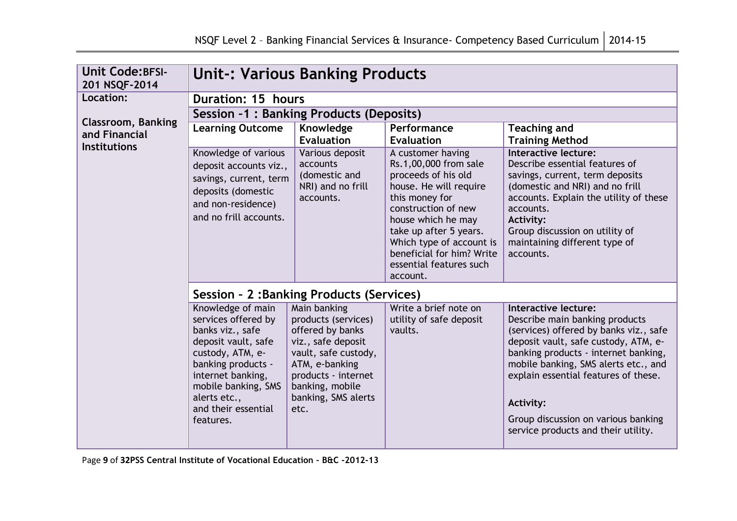| Unit Code: BFSI-201 NSQF-2014 | Unit-: Various Banking Products | | | |
|---|---|---|---|---|
| **Location:** | **Duration: 15 hours** | | | |
| **Classroom, Banking and Financial Institutions** | **Session -1 : Banking Products (Deposits)** | | | |
| | **Learning Outcome** | **Knowledge Evaluation** | **Performance Evaluation** | **Teaching and Training Method** |
| | Knowledge of various deposit accounts viz., savings, current, term deposits (domestic and non-residence) and no frill accounts. | Various deposit accounts (domestic and NRI) and no frill accounts. | A customer having Rs.1,00,000 from sale proceeds of his old house. He will require this money for construction of new house which he may take up after 5 years. Which type of account is beneficial for him? Write essential features such account. | **Interactive lecture:** Describe essential features of savings, current, term deposits (domestic and NRI) and no frill accounts. Explain the utility of these accounts. **Activity:** Group discussion on utility of maintaining different type of accounts. |
| | **Session – 2 :Banking Products (Services)** | | | |
| | Knowledge of main services offered by banks viz., safe deposit vault, safe custody, ATM, e-banking products - internet banking, mobile banking, SMS alerts etc., and their essential features. | Main banking products (services) offered by banks viz., safe deposit vault, safe custody, ATM, e-banking products - internet banking, mobile banking, SMS alerts etc. | Write a brief note on utility of safe deposit vaults. | **Interactive lecture:** Describe main banking products (services) offered by banks viz., safe deposit vault, safe custody, ATM, e-banking products - internet banking, mobile banking, SMS alerts etc., and explain essential features of these. **Activity:** Group discussion on various banking service products and their utility. |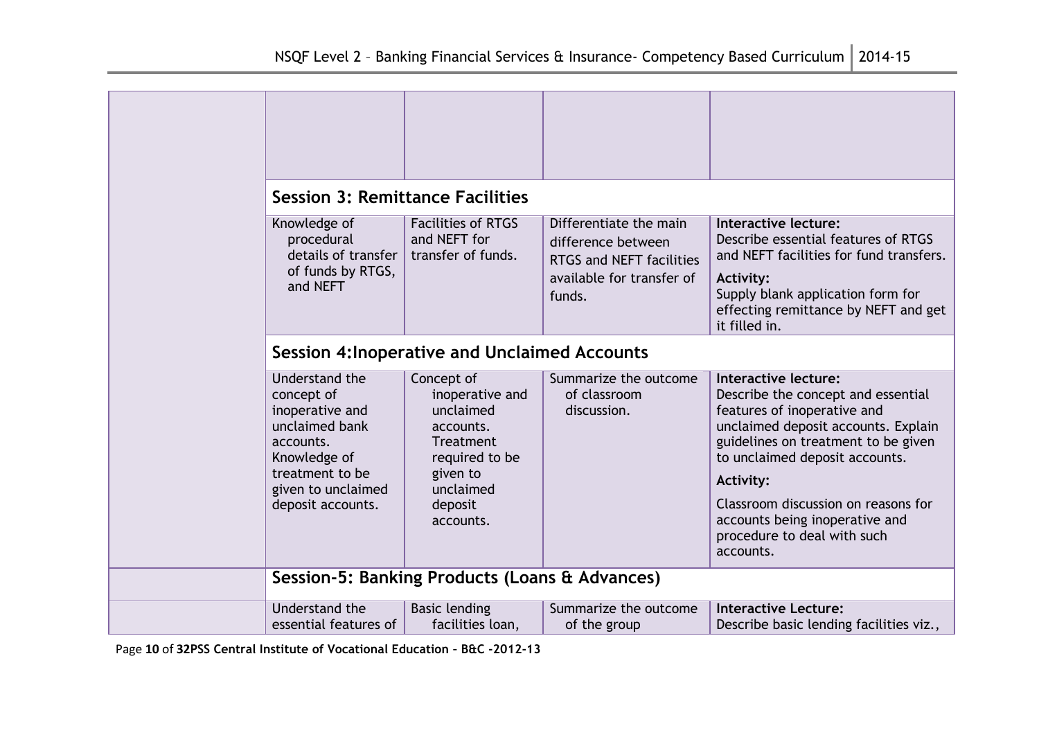| | | | | |
|---|---|---|---|---|
| | | | | |
| | **Session 3: Remittance Facilities** | | | |
| | Knowledge of procedural details of transfer of funds by RTGS, and NEFT | Facilities of RTGS and NEFT for transfer of funds. | Differentiate the main difference between RTGS and NEFT facilities available for transfer of funds. | **Interactive lecture:** Describe essential features of RTGS and NEFT facilities for fund transfers. **Activity:** Supply blank application form for effecting remittance by NEFT and get it filled in. |
| | **Session 4:Inoperative and Unclaimed Accounts** | | | |
| | Understand the concept of inoperative and unclaimed bank accounts. Knowledge of treatment to be given to unclaimed deposit accounts. | Concept of inoperative and unclaimed accounts. Treatment required to be given to unclaimed deposit accounts. | Summarize the outcome of classroom discussion. | **Interactive lecture:** Describe the concept and essential features of inoperative and unclaimed deposit accounts. Explain guidelines on treatment to be given to unclaimed deposit accounts. **Activity:** Classroom discussion on reasons for accounts being inoperative and procedure to deal with such accounts. |
| | **Session-5: Banking Products (Loans & Advances)** | | | |
| | Understand the essential features of | Basic lending facilities loan, | Summarize the outcome of the group | **Interactive Lecture:** Describe basic lending facilities viz., |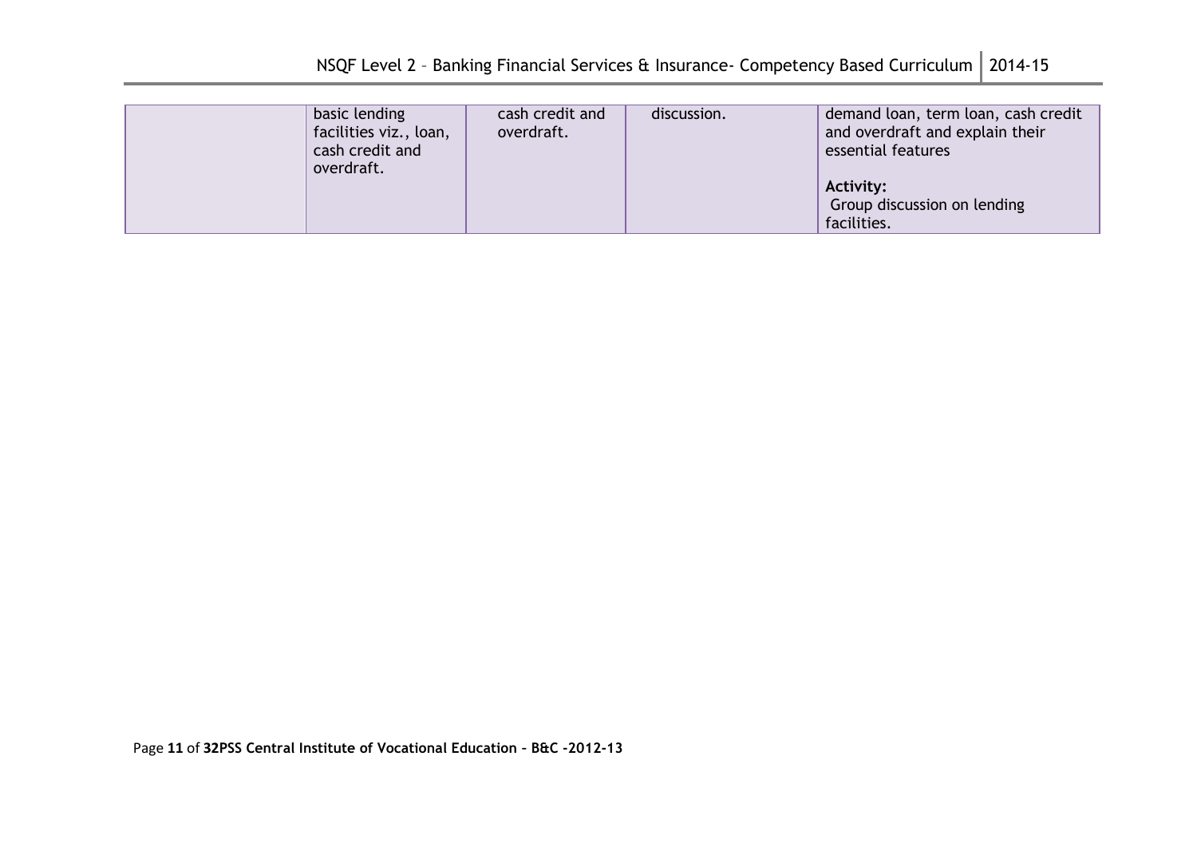| | | | | |
|---|---|---|---|---|
| | basic lending facilities viz., loan, cash credit and overdraft. | cash credit and overdraft. | discussion. | demand loan, term loan, cash credit and overdraft and explain their essential features<br><br>**Activity:**<br>Group discussion on lending facilities. |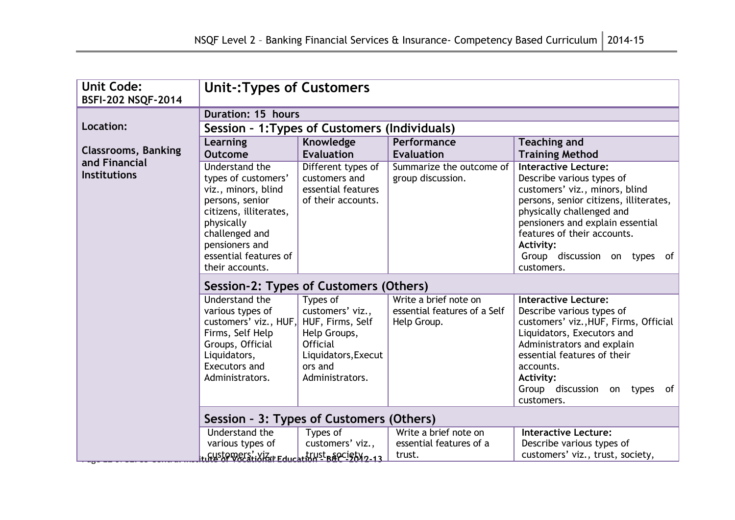| Unit Code: BSFI-202 NSQF-2014 | Unit-:Types of Customers | | | |
|---|---|---|---|---|
| **Location:** | **Duration: 15 hours** | | | |
| **Classrooms, Banking and Financial Institutions** | **Session – 1:Types of Customers (Individuals)** | | | |
| | **Learning Outcome** | **Knowledge Evaluation** | **Performance Evaluation** | **Teaching and Training Method** |
| | Understand the types of customers' viz., minors, blind persons, senior citizens, illiterates, physically challenged and pensioners and essential features of their accounts. | Different types of customers and essential features of their accounts. | Summarize the outcome of group discussion. | **Interactive Lecture:** Describe various types of customers' viz., minors, blind persons, senior citizens, illiterates, physically challenged and pensioners and explain essential features of their accounts. **Activity:** Group discussion on types of customers. |
| | **Session-2: Types of Customers (Others)** | | | |
| | Understand the various types of customers' viz., HUF, Firms, Self Help Groups, Official Liquidators, Executors and Administrators. | Types of customers' viz., HUF, Firms, Self Help Groups, Official Liquidators,Executors and Administrators. | Write a brief note on essential features of a Self Help Group. | **Interactive Lecture:** Describe various types of customers' viz.,HUF, Firms, Official Liquidators, Executors and Administrators and explain essential features of their accounts. **Activity:** Group discussion on types of customers. |
| | **Session – 3: Types of Customers (Others)** | | | |
| | Understand the various types of customers' viz., | Types of customers' viz., trust, society, | Write a brief note on essential features of a trust. | **Interactive Lecture:** Describe various types of customers' viz., trust, society, |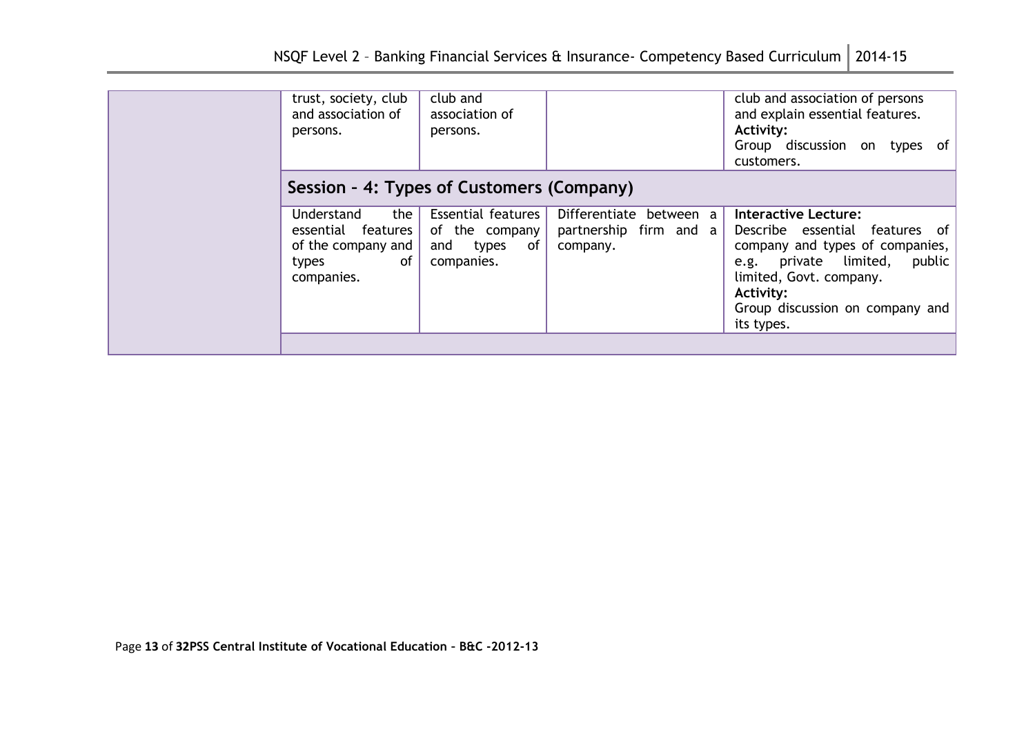| | | | | |
|---|---|---|---|---|
| | trust, society, club and association of persons. | club and association of persons. | | club and association of persons and explain essential features. **Activity:** Group discussion on types of customers. |
| | **Session – 4: Types of Customers (Company)** | | | |
| | Understand the essential features of the company and types of companies. | Essential features of the company and types of companies. | Differentiate between a partnership firm and a company. | **Interactive Lecture:** Describe essential features of company and types of companies, e.g. private limited, public limited, Govt. company. **Activity:** Group discussion on company and its types. |
| | | | | |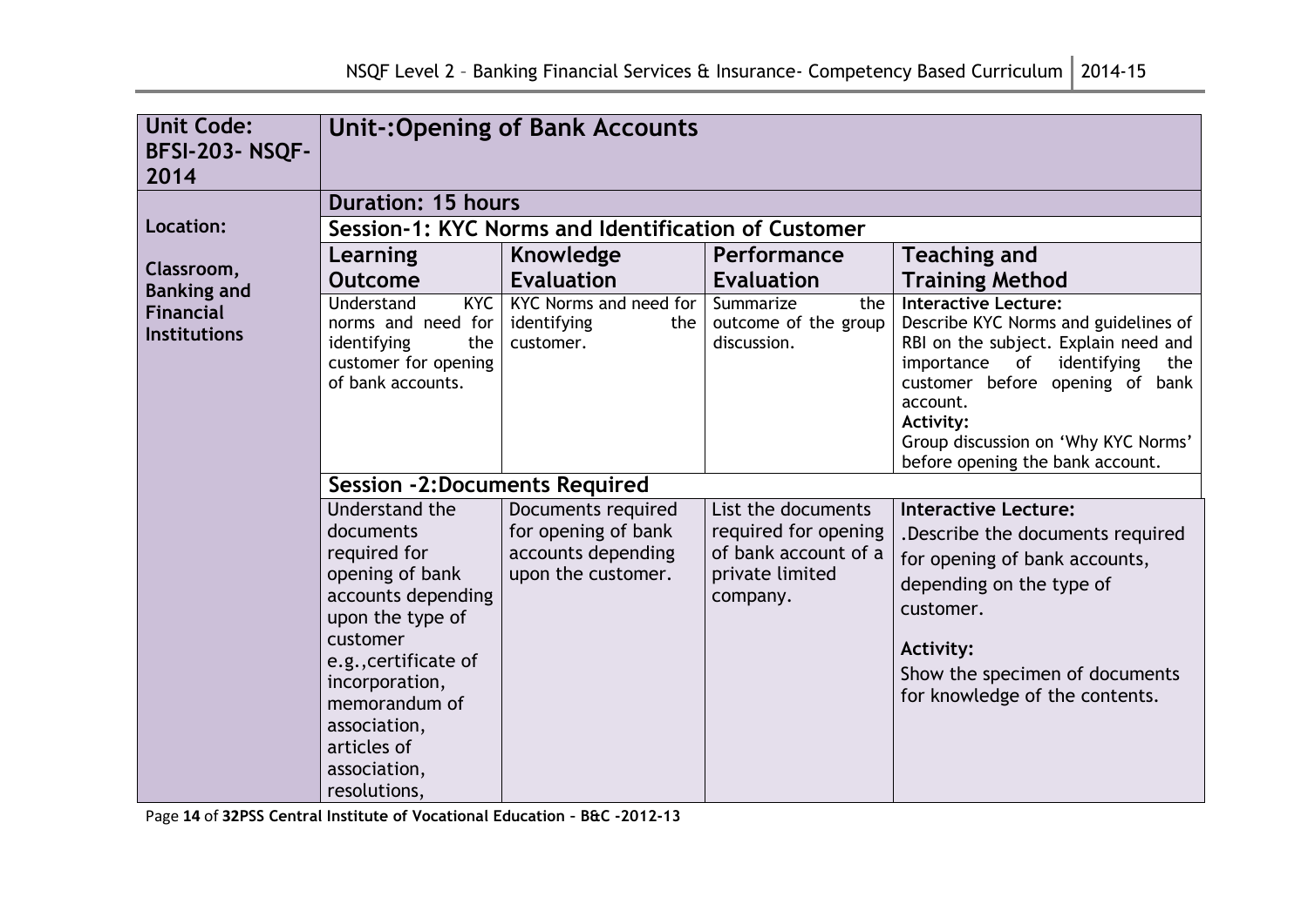| Unit Code: BFSI-203- NSQF-2014 | Unit-:Opening of Bank Accounts | | | |
|---|---|---|---|---|
| | **Duration: 15 hours** | | | |
| **Location:** | **Session-1: KYC Norms and Identification of Customer** | | | |
| **Classroom, Banking and Financial Institutions** | **Learning Outcome** | **Knowledge Evaluation** | **Performance Evaluation** | **Teaching and Training Method** |
| | Understand KYC norms and need for identifying the customer for opening of bank accounts. | KYC Norms and need for identifying the customer. | Summarize the outcome of the group discussion. | **Interactive Lecture:** Describe KYC Norms and guidelines of RBI on the subject. Explain need and importance of identifying the customer before opening of bank account. **Activity:** Group discussion on 'Why KYC Norms' before opening the bank account. |
| | **Session -2:Documents Required** | | | |
| | Understand the documents required for opening of bank accounts depending upon the type of customer e.g.,certificate of incorporation, memorandum of association, articles of association, resolutions, | Documents required for opening of bank accounts depending upon the customer. | List the documents required for opening of bank account of a private limited company. | **Interactive Lecture:** .Describe the documents required for opening of bank accounts, depending on the type of customer. **Activity:** Show the specimen of documents for knowledge of the contents. |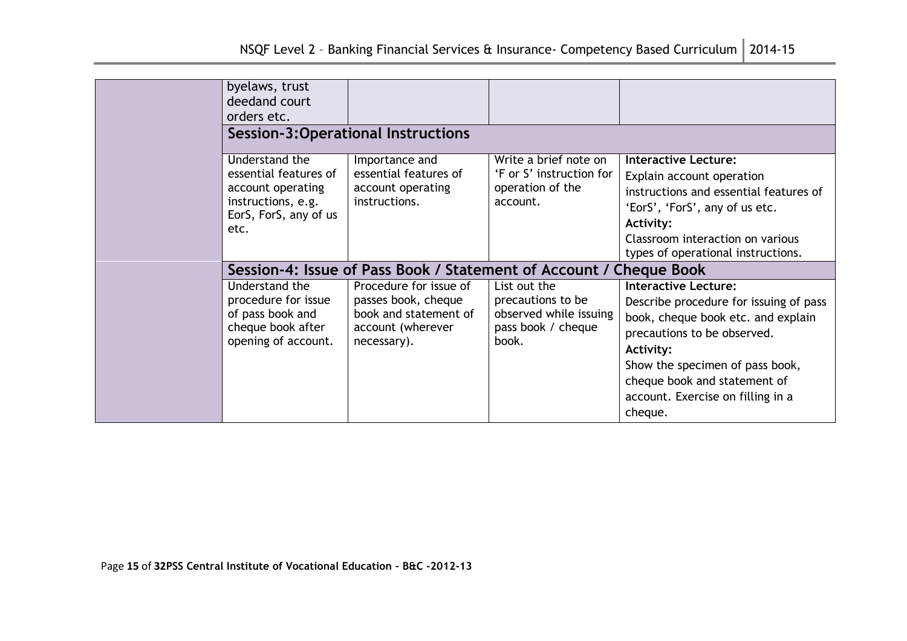| | | | | |
|---|---|---|---|---|
| | byelaws, trust deedand court orders etc. | | | |
| | **Session-3:Operational Instructions** | | | |
| | Understand the essential features of account operating instructions, e.g. EorS, ForS, any of us etc. | Importance and essential features of account operating instructions. | Write a brief note on 'F or S' instruction for operation of the account. | **Interactive Lecture:** Explain account operation instructions and essential features of 'EorS', 'ForS', any of us etc. **Activity:** Classroom interaction on various types of operational instructions. |
| | **Session-4: Issue of Pass Book / Statement of Account / Cheque Book** | | | |
| | Understand the procedure for issue of pass book and cheque book after opening of account. | Procedure for issue of passes book, cheque book and statement of account (wherever necessary). | List out the precautions to be observed while issuing pass book / cheque book. | **Interactive Lecture:** Describe procedure for issuing of pass book, cheque book etc. and explain precautions to be observed. **Activity:** Show the specimen of pass book, cheque book and statement of account. Exercise on filling in a cheque. |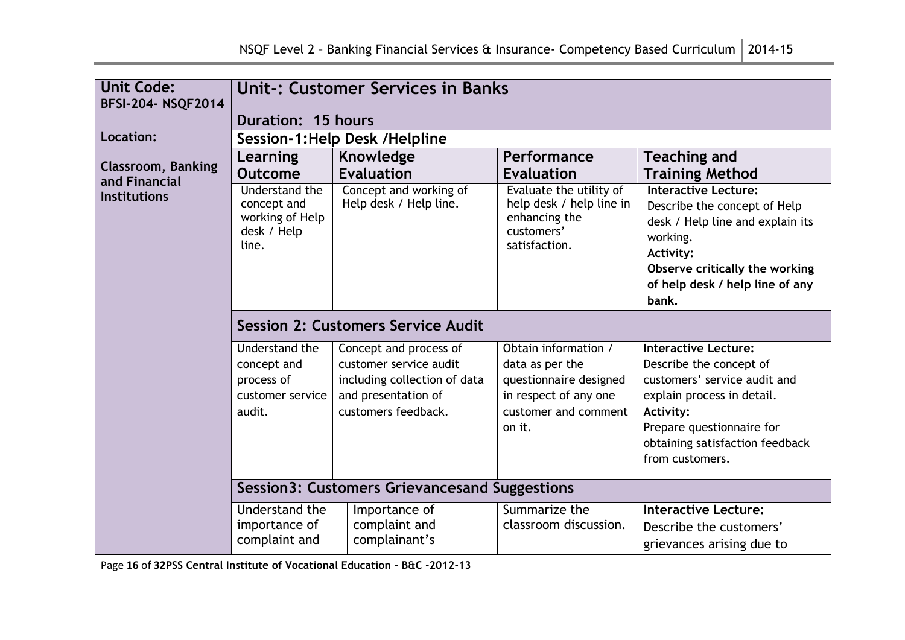| Unit Code: BFSI-204- NSQF2014 | Unit-: Customer Services in Banks | | | |
|---|---|---|---|---|
| Location: Classroom, Banking and Financial Institutions | Duration: 15 hours | | | |
| | Session-1:Help Desk /Helpline | | | |
| | **Learning Outcome** | **Knowledge Evaluation** | **Performance Evaluation** | **Teaching and Training Method** |
| | Understand the concept and working of Help desk / Help line. | Concept and working of Help desk / Help line. | Evaluate the utility of help desk / help line in enhancing the customers' satisfaction. | **Interactive Lecture:** Describe the concept of Help desk / Help line and explain its working. **Activity:** **Observe critically the working of help desk / help line of any bank.** |
| | **Session 2: Customers Service Audit** | | | |
| | Understand the concept and process of customer service audit. | Concept and process of customer service audit including collection of data and presentation of customers feedback. | Obtain information / data as per the questionnaire designed in respect of any one customer and comment on it. | **Interactive Lecture:** Describe the concept of customers' service audit and explain process in detail. **Activity:** Prepare questionnaire for obtaining satisfaction feedback from customers. |
| | **Session3: Customers Grievancesand Suggestions** | | | |
| | Understand the importance of complaint and | Importance of complaint and complainant's | Summarize the classroom discussion. | **Interactive Lecture:** Describe the customers' grievances arising due to |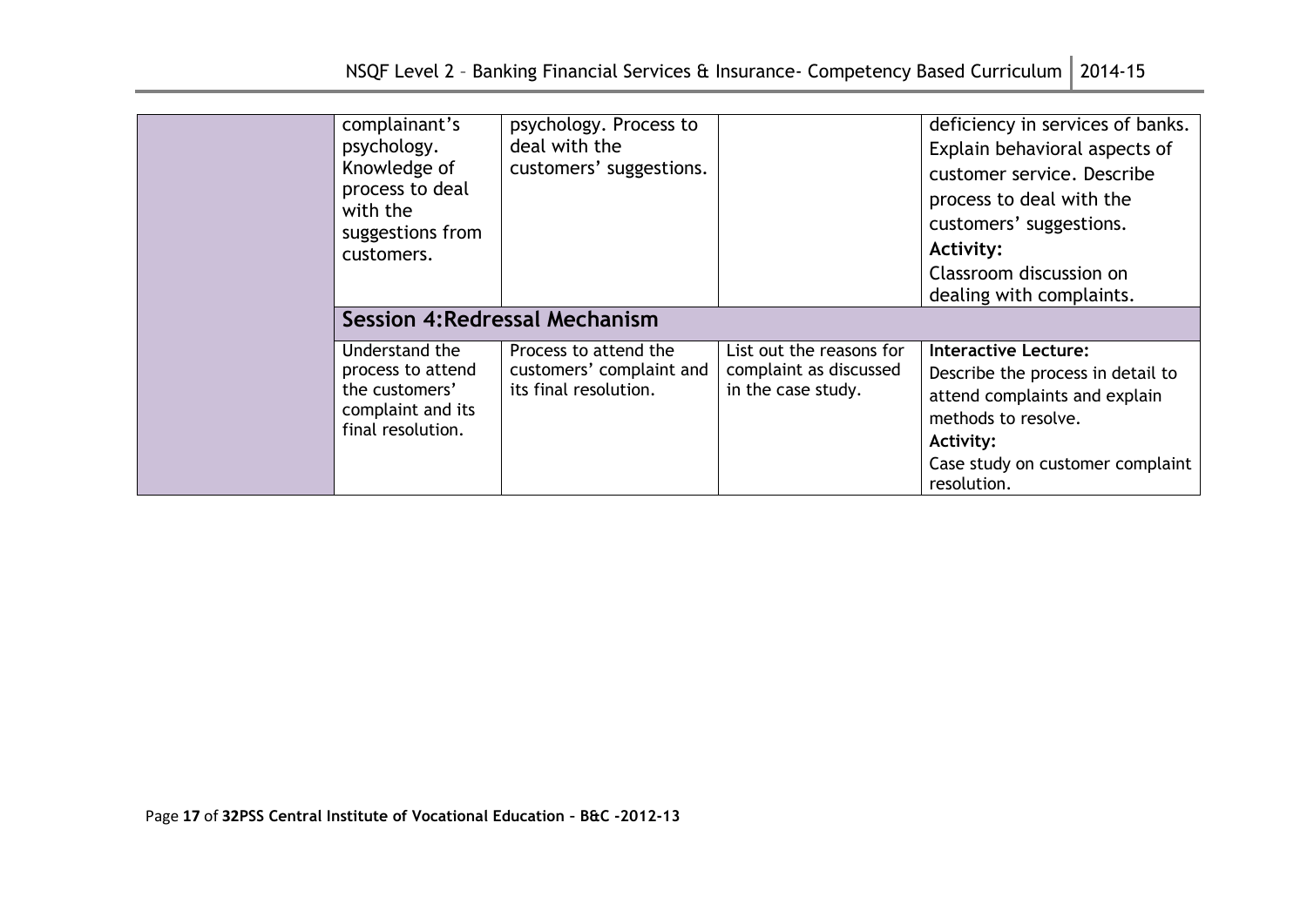| | | | | |
|---|---|---|---|---|
| | complainant's psychology. Knowledge of process to deal with the suggestions from customers. | psychology. Process to deal with the customers' suggestions. | | deficiency in services of banks. Explain behavioral aspects of customer service. Describe process to deal with the customers' suggestions. **Activity:** Classroom discussion on dealing with complaints. |
| | **Session 4:Redressal Mechanism** | | | |
| | Understand the process to attend the customers' complaint and its final resolution. | Process to attend the customers' complaint and its final resolution. | List out the reasons for complaint as discussed in the case study. | **Interactive Lecture:** Describe the process in detail to attend complaints and explain methods to resolve. **Activity:** Case study on customer complaint resolution. |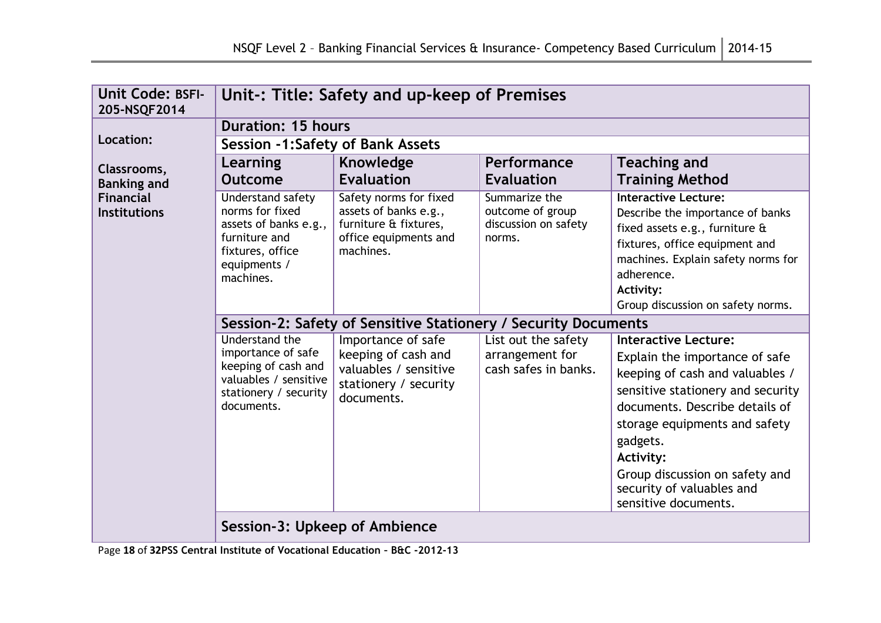| Unit Code: BSFI-205-NSQF2014 | Unit-: Title: Safety and up-keep of Premises | | | |
|---|---|---|---|---|
| Location: | Duration: 15 hours | | | |
| Classrooms, Banking and Financial Institutions | Session -1:Safety of Bank Assets | | | |
| | **Learning Outcome** | **Knowledge Evaluation** | **Performance Evaluation** | **Teaching and Training Method** |
| | Understand safety norms for fixed assets of banks e.g., furniture and fixtures, office equipments / machines. | Safety norms for fixed assets of banks e.g., furniture & fixtures, office equipments and machines. | Summarize the outcome of group discussion on safety norms. | **Interactive Lecture:** Describe the importance of banks fixed assets e.g., furniture & fixtures, office equipment and machines. Explain safety norms for adherence. **Activity:** Group discussion on safety norms. |
| | **Session-2: Safety of Sensitive Stationery / Security Documents** | | | |
| | Understand the importance of safe keeping of cash and valuables / sensitive stationery / security documents. | Importance of safe keeping of cash and valuables / sensitive stationery / security documents. | List out the safety arrangement for cash safes in banks. | **Interactive Lecture:** Explain the importance of safe keeping of cash and valuables / sensitive stationery and security documents. Describe details of storage equipments and safety gadgets. **Activity:** Group discussion on safety and security of valuables and sensitive documents. |
| | **Session-3: Upkeep of Ambience** | | | |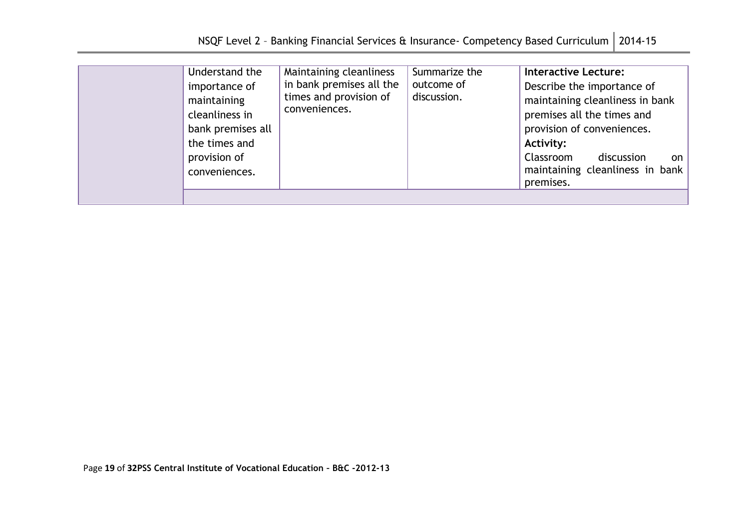| | | | | |
|---|---|---|---|---|
| | Understand the importance of maintaining cleanliness in bank premises all the times and provision of conveniences. | Maintaining cleanliness in bank premises all the times and provision of conveniences. | Summarize the outcome of discussion. | **Interactive Lecture:** Describe the importance of maintaining cleanliness in bank premises all the times and provision of conveniences. **Activity:** Classroom discussion on maintaining cleanliness in bank premises. |
| | | | | |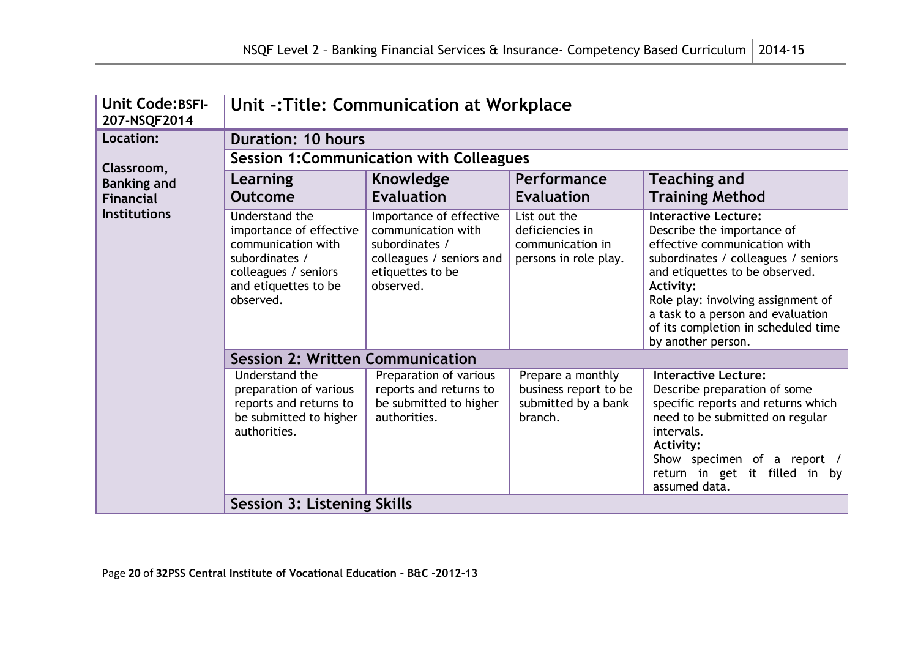| Unit Code:BSFI-207-NSQF2014 | Unit -:Title: Communication at Workplace | | | |
|---|---|---|---|---|
| Location: | **Duration: 10 hours** | | | |
| Classroom, Banking and Financial Institutions | **Session 1:Communication with Colleagues** | | | |
| | **Learning Outcome** | **Knowledge Evaluation** | **Performance Evaluation** | **Teaching and Training Method** |
| | Understand the importance of effective communication with subordinates / colleagues / seniors and etiquettes to be observed. | Importance of effective communication with subordinates / colleagues / seniors and etiquettes to be observed. | List out the deficiencies in communication in persons in role play. | **Interactive Lecture:** Describe the importance of effective communication with subordinates / colleagues / seniors and etiquettes to be observed. **Activity:** Role play: involving assignment of a task to a person and evaluation of its completion in scheduled time by another person. |
| | **Session 2: Written Communication** | | | |
| | Understand the preparation of various reports and returns to be submitted to higher authorities. | Preparation of various reports and returns to be submitted to higher authorities. | Prepare a monthly business report to be submitted by a bank branch. | **Interactive Lecture:** Describe preparation of some specific reports and returns which need to be submitted on regular intervals. **Activity:** Show specimen of a report / return in get it filled in by assumed data. |
| | **Session 3: Listening Skills** | | | |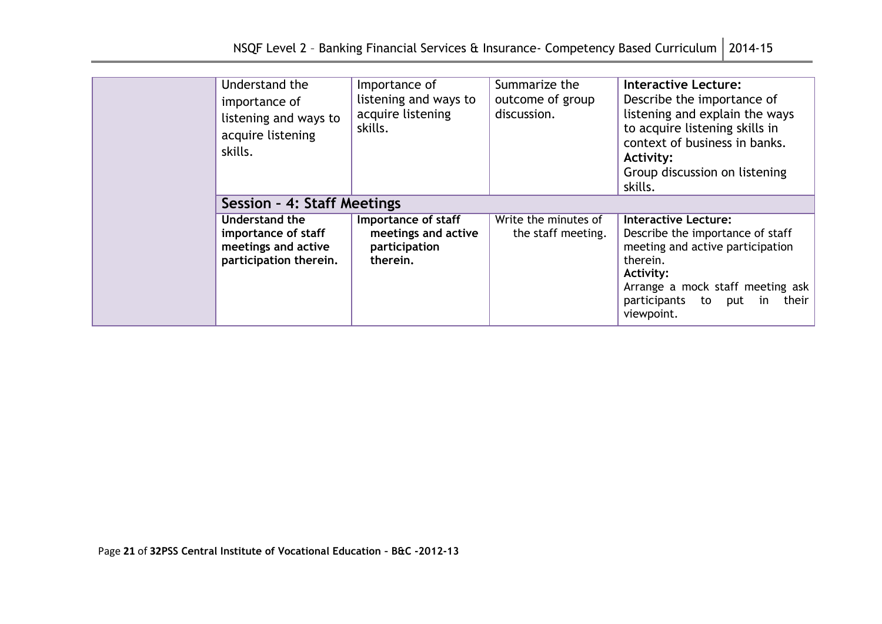| | | | | |
|---|---|---|---|---|
| | Understand the importance of listening and ways to acquire listening skills. | Importance of listening and ways to acquire listening skills. | Summarize the outcome of group discussion. | **Interactive Lecture:** Describe the importance of listening and explain the ways to acquire listening skills in context of business in banks. **Activity:** Group discussion on listening skills. |
| | **Session – 4: Staff Meetings** | | | |
| | **Understand the importance of staff meetings and active participation therein.** | **Importance of staff meetings and active participation therein.** | Write the minutes of the staff meeting. | **Interactive Lecture:** Describe the importance of staff meeting and active participation therein. **Activity:** Arrange a mock staff meeting ask participants to put in their viewpoint. |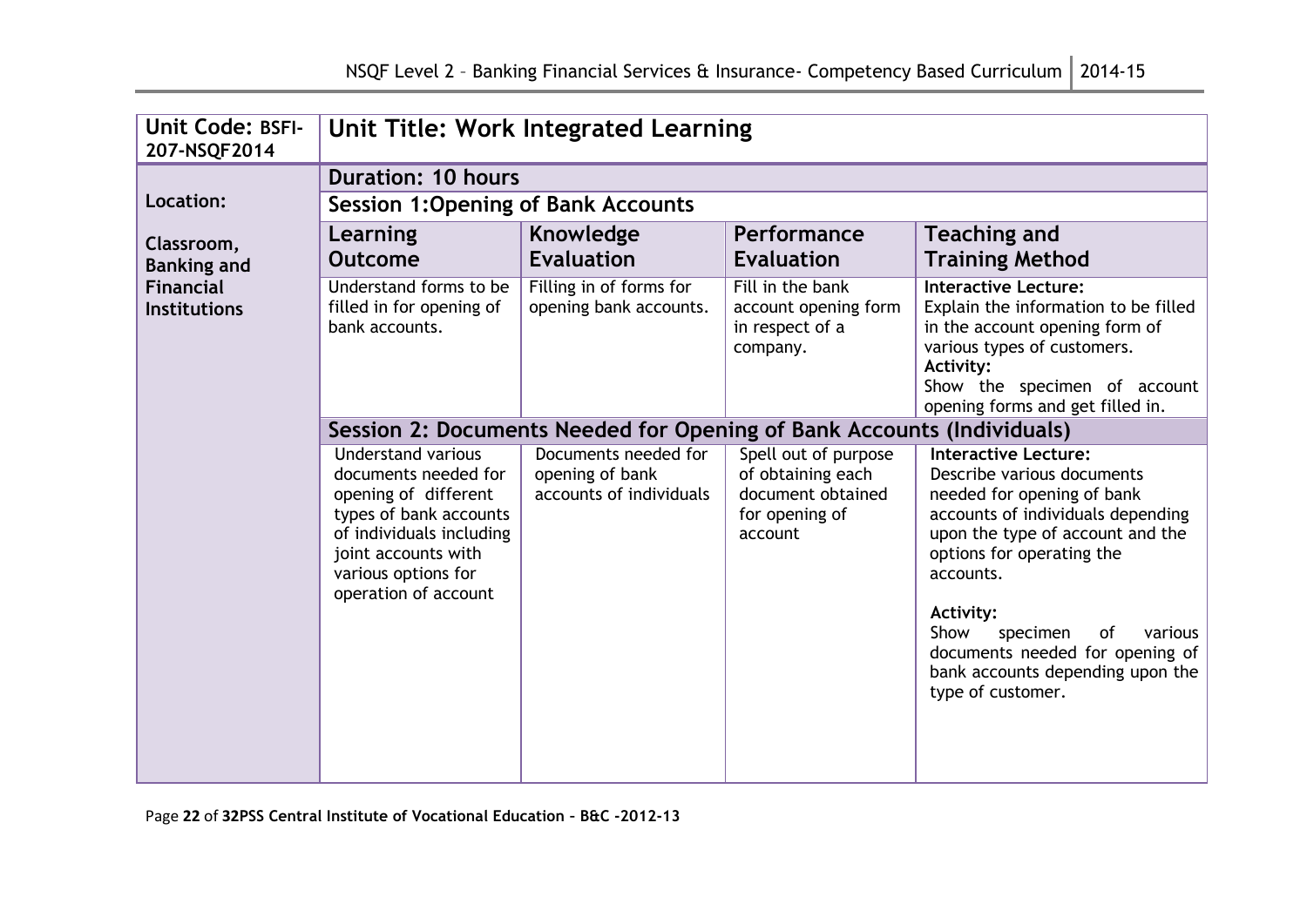| Unit Code: BSFI-207-NSQF2014 | Unit Title: Work Integrated Learning | | | |
|---|---|---|---|---|
| | **Duration: 10 hours** | | | |
| **Location:** | **Session 1:Opening of Bank Accounts** | | | |
| **Classroom, Banking and Financial Institutions** | **Learning Outcome** | **Knowledge Evaluation** | **Performance Evaluation** | **Teaching and Training Method** |
| | Understand forms to be filled in for opening of bank accounts. | Filling in of forms for opening bank accounts. | Fill in the bank account opening form in respect of a company. | **Interactive Lecture:** Explain the information to be filled in the account opening form of various types of customers. **Activity:** Show the specimen of account opening forms and get filled in. |
| | **Session 2: Documents Needed for Opening of Bank Accounts (Individuals)** | | | |
| | Understand various documents needed for opening of different types of bank accounts of individuals including joint accounts with various options for operation of account | Documents needed for opening of bank accounts of individuals | Spell out of purpose of obtaining each document obtained for opening of account | **Interactive Lecture:** Describe various documents needed for opening of bank accounts of individuals depending upon the type of account and the options for operating the accounts. **Activity:** Show specimen of various documents needed for opening of bank accounts depending upon the type of customer. |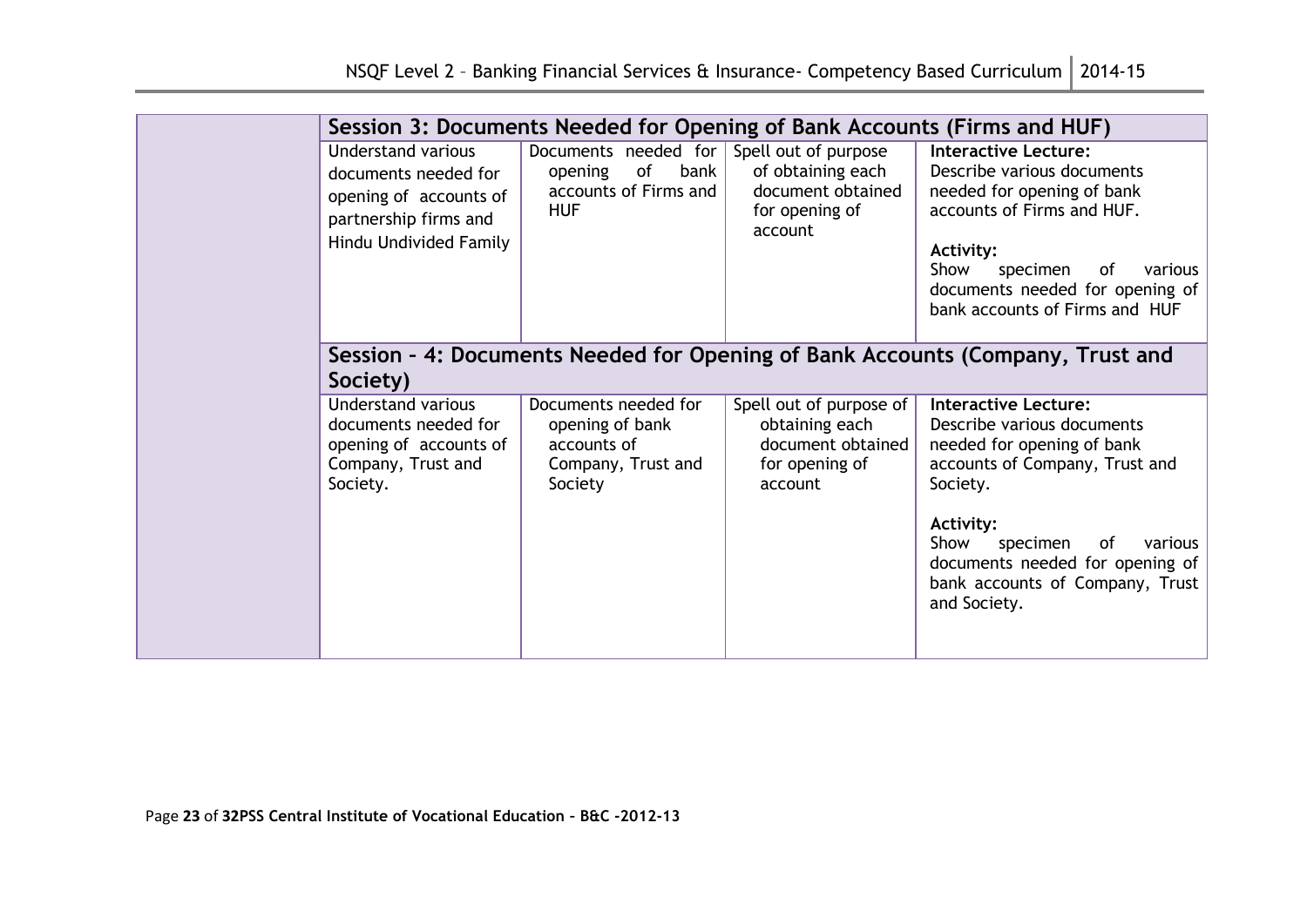| | Session 3: Documents Needed for Opening of Bank Accounts (Firms and HUF) | | | |
|---|---|---|---|---|
| | Understand various documents needed for opening of accounts of partnership firms and Hindu Undivided Family | Documents needed for opening of bank accounts of Firms and HUF | Spell out of purpose of obtaining each document obtained for opening of account | **Interactive Lecture:** Describe various documents needed for opening of bank accounts of Firms and HUF.<br><br>**Activity:** Show specimen of various documents needed for opening of bank accounts of Firms and HUF |
| | **Session – 4: Documents Needed for Opening of Bank Accounts (Company, Trust and Society)** | | | |
| | Understand various documents needed for opening of accounts of Company, Trust and Society. | Documents needed for opening of bank accounts of Company, Trust and Society | Spell out of purpose of obtaining each document obtained for opening of account | **Interactive Lecture:** Describe various documents needed for opening of bank accounts of Company, Trust and Society.<br><br>**Activity:** Show specimen of various documents needed for opening of bank accounts of Company, Trust and Society. |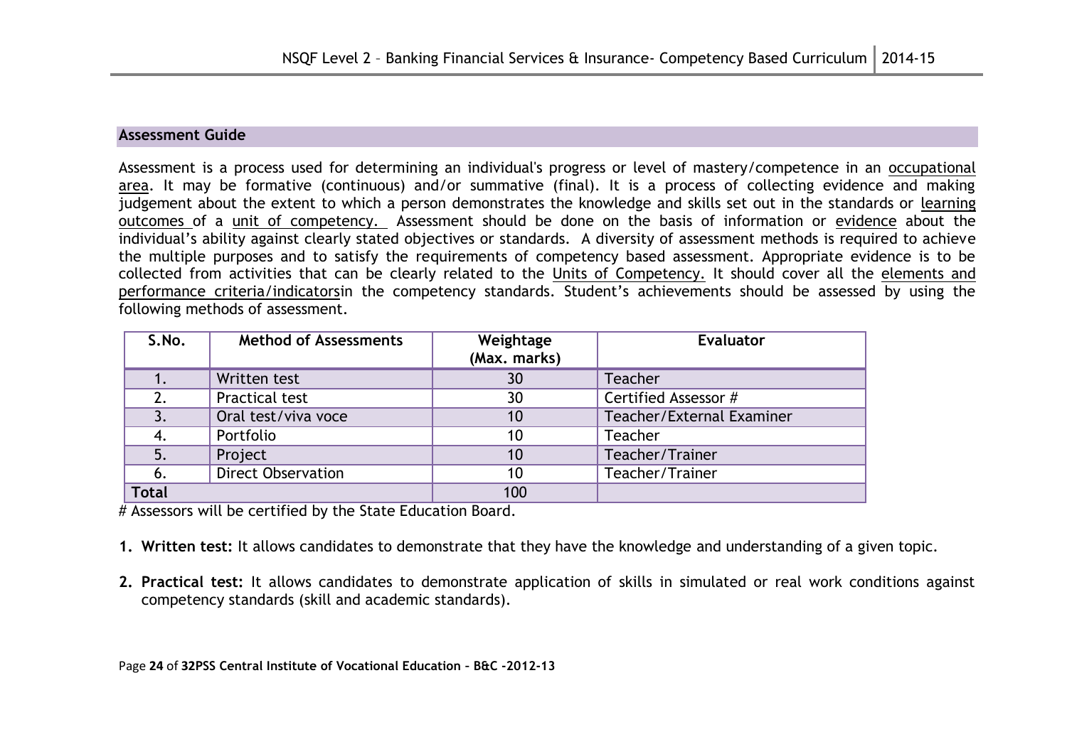## Assessment Guide

Assessment is a process used for determining an individual's progress or level of mastery/competence in an occupational area. It may be formative (continuous) and/or summative (final). It is a process of collecting evidence and making judgement about the extent to which a person demonstrates the knowledge and skills set out in the standards or learning outcomes of a unit of competency. Assessment should be done on the basis of information or evidence about the individual's ability against clearly stated objectives or standards. A diversity of assessment methods is required to achieve the multiple purposes and to satisfy the requirements of competency based assessment. Appropriate evidence is to be collected from activities that can be clearly related to the Units of Competency. It should cover all the elements and performance criteria/indicatorsin the competency standards. Student's achievements should be assessed by using the following methods of assessment.

| S.No. | Method of Assessments | Weightage (Max. marks) | Evaluator |
|---|---|---|---|
| 1. | Written test | 30 | Teacher |
| 2. | Practical test | 30 | Certified Assessor # |
| 3. | Oral test/viva voce | 10 | Teacher/External Examiner |
| 4. | Portfolio | 10 | Teacher |
| 5. | Project | 10 | Teacher/Trainer |
| 6. | Direct Observation | 10 | Teacher/Trainer |
| **Total** | | 100 | |

# Assessors will be certified by the State Education Board.

1. **Written test:** It allows candidates to demonstrate that they have the knowledge and understanding of a given topic.

2. **Practical test:** It allows candidates to demonstrate application of skills in simulated or real work conditions against competency standards (skill and academic standards).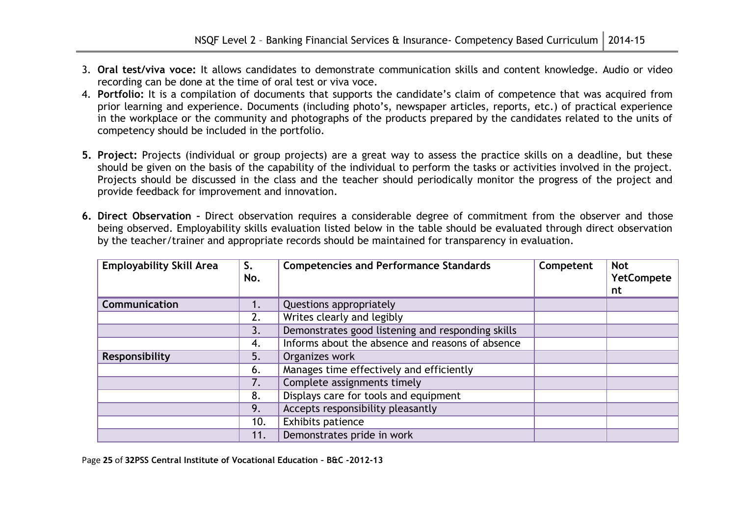3. **Oral test/viva voce:** It allows candidates to demonstrate communication skills and content knowledge. Audio or video recording can be done at the time of oral test or viva voce.
4. **Portfolio:** It is a compilation of documents that supports the candidate's claim of competence that was acquired from prior learning and experience. Documents (including photo's, newspaper articles, reports, etc.) of practical experience in the workplace or the community and photographs of the products prepared by the candidates related to the units of competency should be included in the portfolio.

5. **Project:** Projects (individual or group projects) are a great way to assess the practice skills on a deadline, but these should be given on the basis of the capability of the individual to perform the tasks or activities involved in the project. Projects should be discussed in the class and the teacher should periodically monitor the progress of the project and provide feedback for improvement and innovation.

6. **Direct Observation –** Direct observation requires a considerable degree of commitment from the observer and those being observed. Employability skills evaluation listed below in the table should be evaluated through direct observation by the teacher/trainer and appropriate records should be maintained for transparency in evaluation.

| Employability Skill Area | S. No. | Competencies and Performance Standards | Competent | Not YetCompetent |
|---|---|---|---|---|
| **Communication** | 1. | Questions appropriately | | |
| | 2. | Writes clearly and legibly | | |
| | 3. | Demonstrates good listening and responding skills | | |
| | 4. | Informs about the absence and reasons of absence | | |
| **Responsibility** | 5. | Organizes work | | |
| | 6. | Manages time effectively and efficiently | | |
| | 7. | Complete assignments timely | | |
| | 8. | Displays care for tools and equipment | | |
| | 9. | Accepts responsibility pleasantly | | |
| | 10. | Exhibits patience | | |
| | 11. | Demonstrates pride in work | | |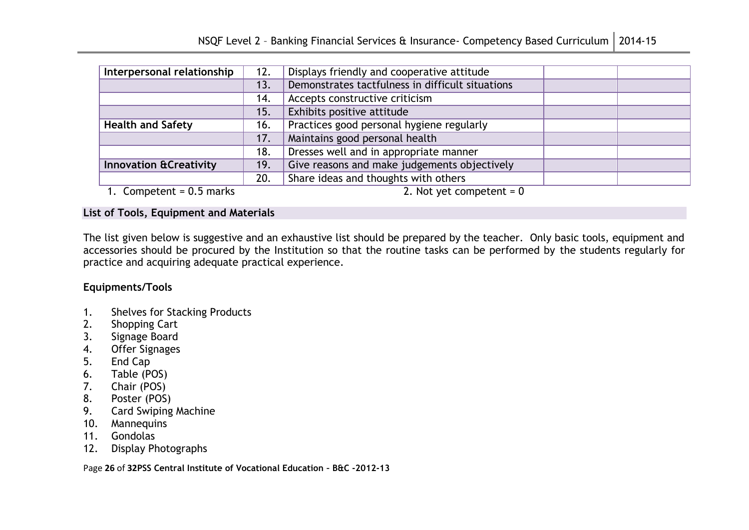| Interpersonal relationship | 12. | Displays friendly and cooperative attitude | | |
|---|---|---|---|---|
| | 13. | Demonstrates tactfulness in difficult situations | | |
| | 14. | Accepts constructive criticism | | |
| | 15. | Exhibits positive attitude | | |
| **Health and Safety** | 16. | Practices good personal hygiene regularly | | |
| | 17. | Maintains good personal health | | |
| | 18. | Dresses well and in appropriate manner | | |
| **Innovation &Creativity** | 19. | Give reasons and make judgements objectively | | |
| | 20. | Share ideas and thoughts with others | | |

1. Competent = 0.5 marks    2. Not yet competent = 0

## List of Tools, Equipment and Materials

The list given below is suggestive and an exhaustive list should be prepared by the teacher. Only basic tools, equipment and accessories should be procured by the Institution so that the routine tasks can be performed by the students regularly for practice and acquiring adequate practical experience.

### Equipments/Tools

1. Shelves for Stacking Products
2. Shopping Cart
3. Signage Board
4. Offer Signages
5. End Cap
6. Table (POS)
7. Chair (POS)
8. Poster (POS)
9. Card Swiping Machine
10. Mannequins
11. Gondolas
12. Display Photographs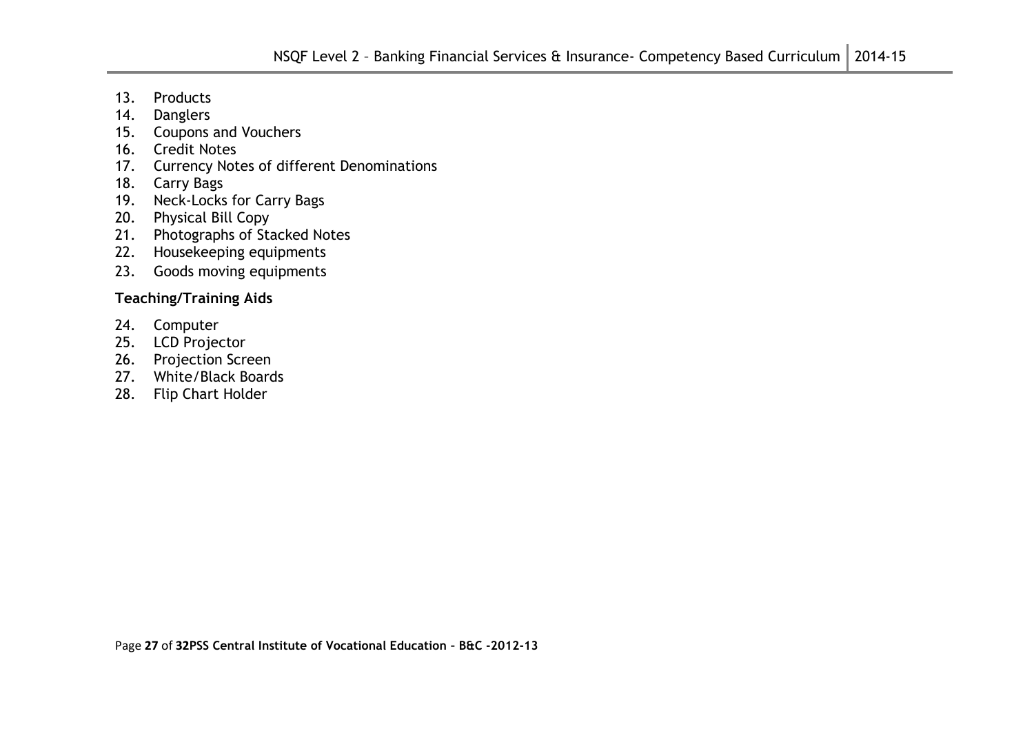13. Products
14. Danglers
15. Coupons and Vouchers
16. Credit Notes
17. Currency Notes of different Denominations
18. Carry Bags
19. Neck-Locks for Carry Bags
20. Physical Bill Copy
21. Photographs of Stacked Notes
22. Housekeeping equipments
23. Goods moving equipments

**Teaching/Training Aids**

24. Computer
25. LCD Projector
26. Projection Screen
27. White/Black Boards
28. Flip Chart Holder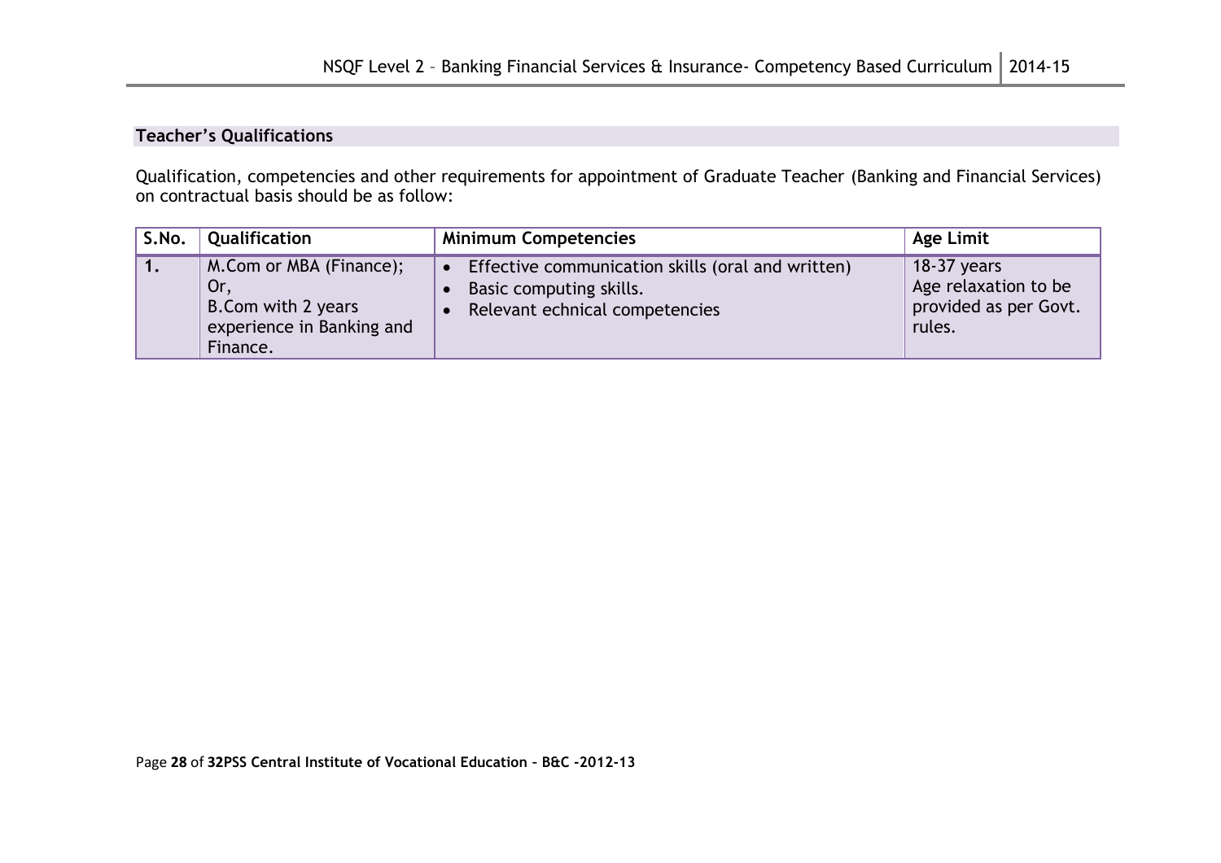## Teacher's Qualifications

Qualification, competencies and other requirements for appointment of Graduate Teacher (Banking and Financial Services) on contractual basis should be as follow:

| S.No. | Qualification | Minimum Competencies | Age Limit |
|---|---|---|---|
| 1. | M.Com or MBA (Finance);<br>Or,<br>B.Com with 2 years experience in Banking and Finance. | • Effective communication skills (oral and written)<br>• Basic computing skills.<br>• Relevant echnical competencies | 18-37 years<br>Age relaxation to be provided as per Govt. rules. |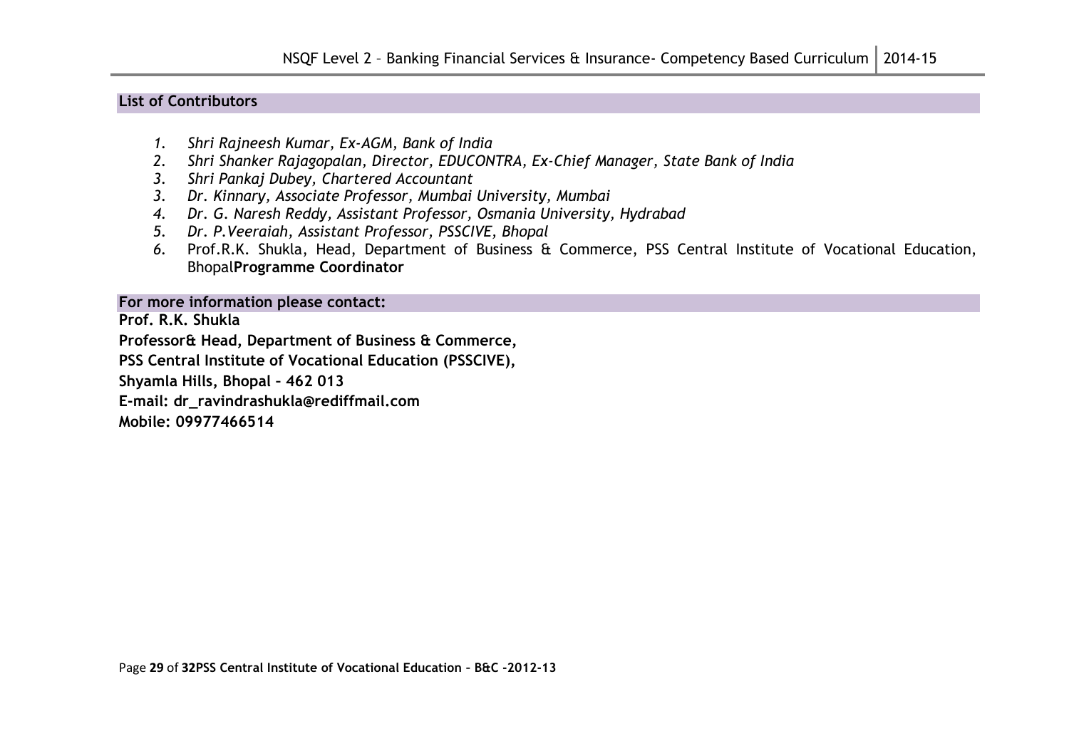## List of Contributors

1. *Shri Rajneesh Kumar, Ex-AGM, Bank of India*
2. *Shri Shanker Rajagopalan, Director, EDUCONTRA, Ex-Chief Manager, State Bank of India*
3. *Shri Pankaj Dubey, Chartered Accountant*
3. *Dr. Kinnary, Associate Professor, Mumbai University, Mumbai*
4. *Dr. G. Naresh Reddy, Assistant Professor, Osmania University, Hydrabad*
5. *Dr. P.Veeraiah, Assistant Professor, PSSCIVE, Bhopal*
6. Prof.R.K. Shukla, Head, Department of Business & Commerce, PSS Central Institute of Vocational Education, Bhopal**Programme Coordinator**

## For more information please contact:

**Prof. R.K. Shukla**

**Professor& Head, Department of Business & Commerce,**

**PSS Central Institute of Vocational Education (PSSCIVE),**

**Shyamla Hills, Bhopal – 462 013**

**E-mail: dr_ravindrashukla@rediffmail.com**

**Mobile: 09977466514**